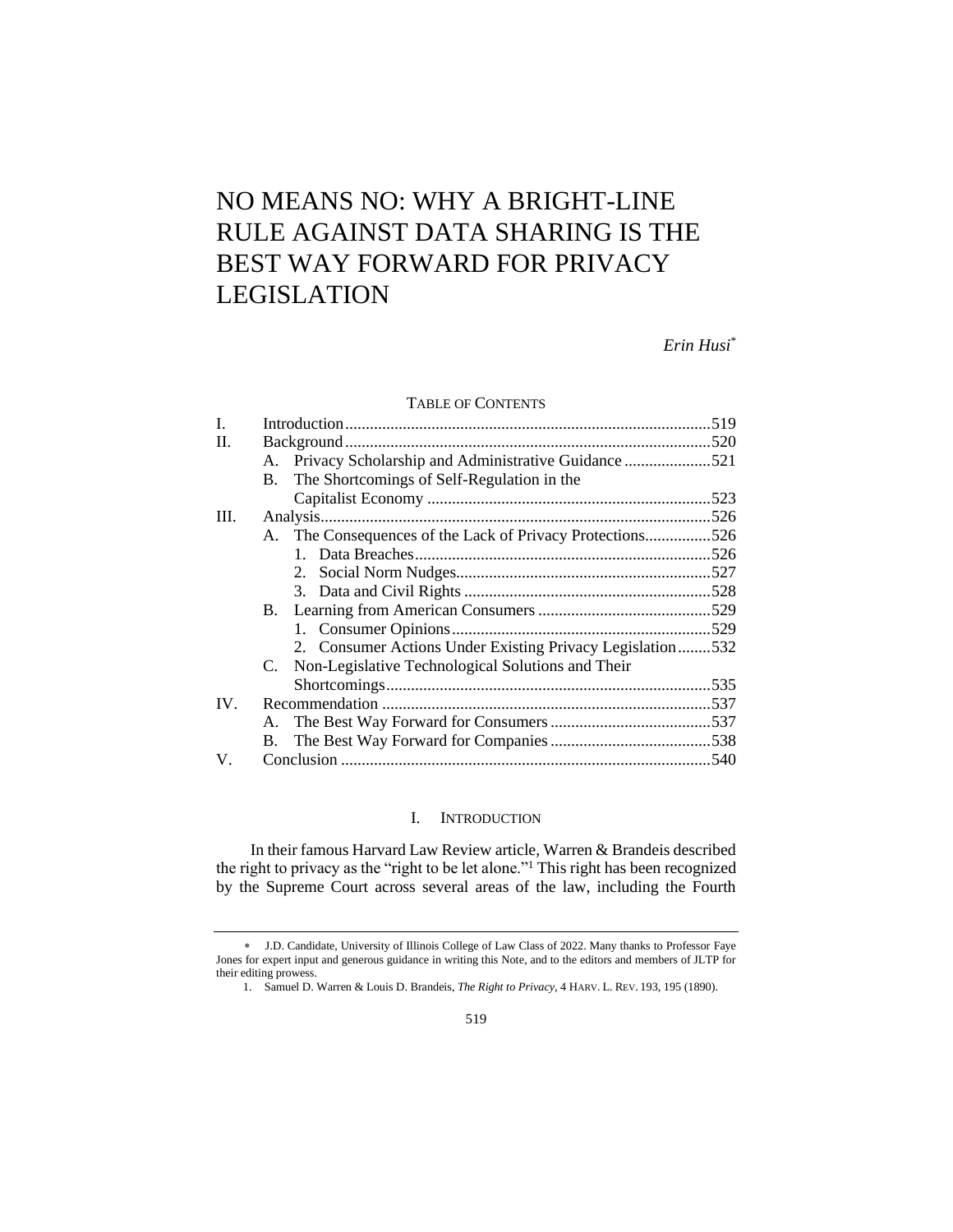# NO MEANS NO: WHY A BRIGHT-LINE RULE AGAINST DATA SHARING IS THE BEST WAY FORWARD FOR PRIVACY LEGISLATION

*Erin Husi*[*]

TABLE OF CONTENTS

| | | |
|---|---|---|
| I. | Introduction | 519 |
| II. | Background | 520 |
| | A. Privacy Scholarship and Administrative Guidance | 521 |
| | B. The Shortcomings of Self-Regulation in the Capitalist Economy | 523 |
| III. | Analysis | 526 |
| | A. The Consequences of the Lack of Privacy Protections | 526 |
| | 1. Data Breaches | 526 |
| | 2. Social Norm Nudges | 527 |
| | 3. Data and Civil Rights | 528 |
| | B. Learning from American Consumers | 529 |
| | 1. Consumer Opinions | 529 |
| | 2. Consumer Actions Under Existing Privacy Legislation | 532 |
| | C. Non-Legislative Technological Solutions and Their Shortcomings | 535 |
| IV. | Recommendation | 537 |
| | A. The Best Way Forward for Consumers | 537 |
| | B. The Best Way Forward for Companies | 538 |
| V. | Conclusion | 540 |

## I. INTRODUCTION

In their famous Harvard Law Review article, Warren & Brandeis described the right to privacy as the "right to be let alone."[1] This right has been recognized by the Supreme Court across several areas of the law, including the Fourth

---

[*] J.D. Candidate, University of Illinois College of Law Class of 2022. Many thanks to Professor Faye Jones for expert input and generous guidance in writing this Note, and to the editors and members of JLTP for their editing prowess.

1. Samuel D. Warren & Louis D. Brandeis, *The Right to Privacy*, 4 HARV. L. REV. 193, 195 (1890).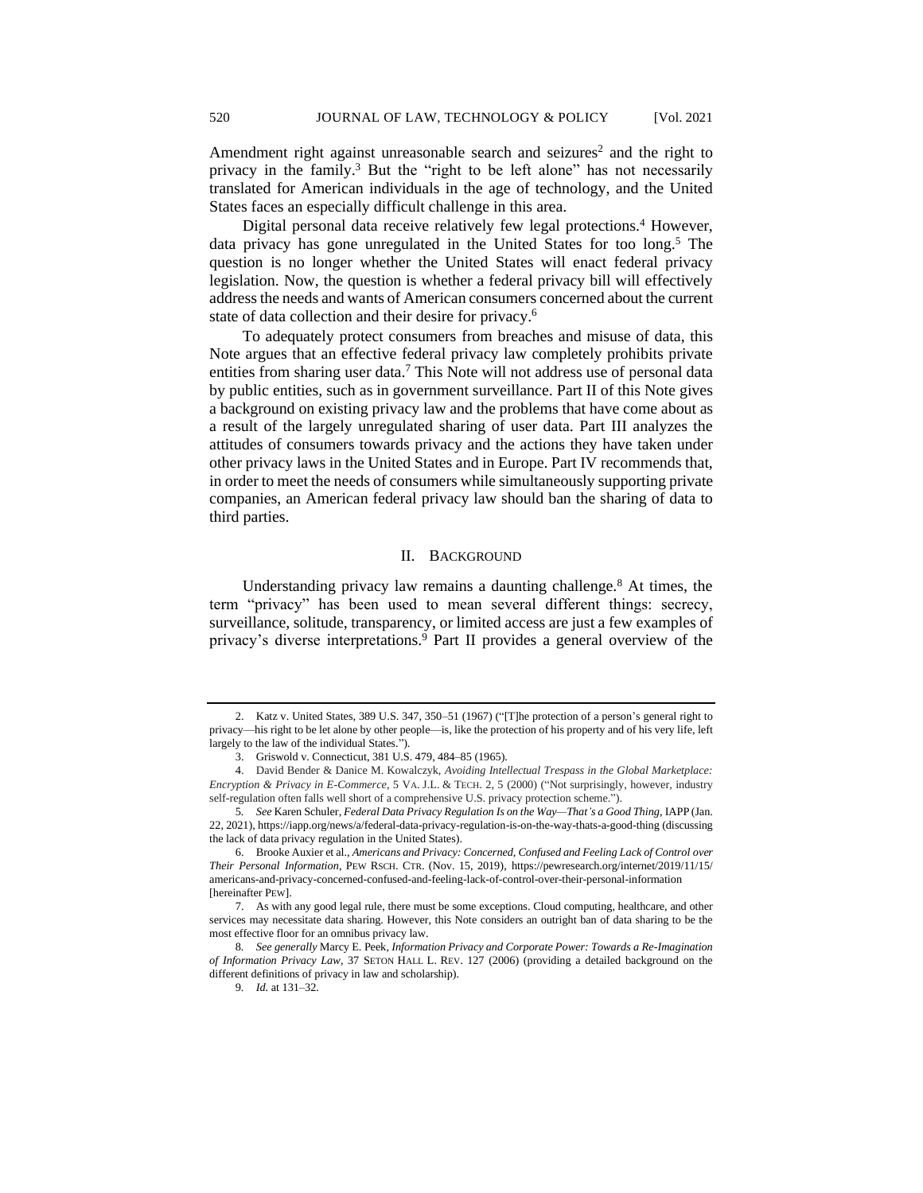Amendment right against unreasonable search and seizures[2] and the right to privacy in the family.[3] But the "right to be left alone" has not necessarily translated for American individuals in the age of technology, and the United States faces an especially difficult challenge in this area.

Digital personal data receive relatively few legal protections.[4] However, data privacy has gone unregulated in the United States for too long.[5] The question is no longer whether the United States will enact federal privacy legislation. Now, the question is whether a federal privacy bill will effectively address the needs and wants of American consumers concerned about the current state of data collection and their desire for privacy.[6]

To adequately protect consumers from breaches and misuse of data, this Note argues that an effective federal privacy law completely prohibits private entities from sharing user data.[7] This Note will not address use of personal data by public entities, such as in government surveillance. Part II of this Note gives a background on existing privacy law and the problems that have come about as a result of the largely unregulated sharing of user data. Part III analyzes the attitudes of consumers towards privacy and the actions they have taken under other privacy laws in the United States and in Europe. Part IV recommends that, in order to meet the needs of consumers while simultaneously supporting private companies, an American federal privacy law should ban the sharing of data to third parties.

## II. Background

Understanding privacy law remains a daunting challenge.[8] At times, the term "privacy" has been used to mean several different things: secrecy, surveillance, solitude, transparency, or limited access are just a few examples of privacy's diverse interpretations.[9] Part II provides a general overview of the

---

2. Katz v. United States, 389 U.S. 347, 350–51 (1967) ("[T]he protection of a person's general right to privacy—his right to be let alone by other people—is, like the protection of his property and of his very life, left largely to the law of the individual States.").

3. Griswold v. Connecticut, 381 U.S. 479, 484–85 (1965).

4. David Bender & Danice M. Kowalczyk, *Avoiding Intellectual Trespass in the Global Marketplace: Encryption & Privacy in E-Commerce*, 5 VA. J.L. & TECH. 2, 5 (2000) ("Not surprisingly, however, industry self-regulation often falls well short of a comprehensive U.S. privacy protection scheme.").

5. *See* Karen Schuler, *Federal Data Privacy Regulation Is on the Way—That's a Good Thing*, IAPP (Jan. 22, 2021), https://iapp.org/news/a/federal-data-privacy-regulation-is-on-the-way-thats-a-good-thing (discussing the lack of data privacy regulation in the United States).

6. Brooke Auxier et al., *Americans and Privacy: Concerned, Confused and Feeling Lack of Control over Their Personal Information*, PEW RSCH. CTR. (Nov. 15, 2019), https://pewresearch.org/internet/2019/11/15/americans-and-privacy-concerned-confused-and-feeling-lack-of-control-over-their-personal-information [hereinafter PEW].

7. As with any good legal rule, there must be some exceptions. Cloud computing, healthcare, and other services may necessitate data sharing. However, this Note considers an outright ban of data sharing to be the most effective floor for an omnibus privacy law.

8. *See generally* Marcy E. Peek, *Information Privacy and Corporate Power: Towards a Re-Imagination of Information Privacy Law*, 37 SETON HALL L. REV. 127 (2006) (providing a detailed background on the different definitions of privacy in law and scholarship).

9. *Id.* at 131–32.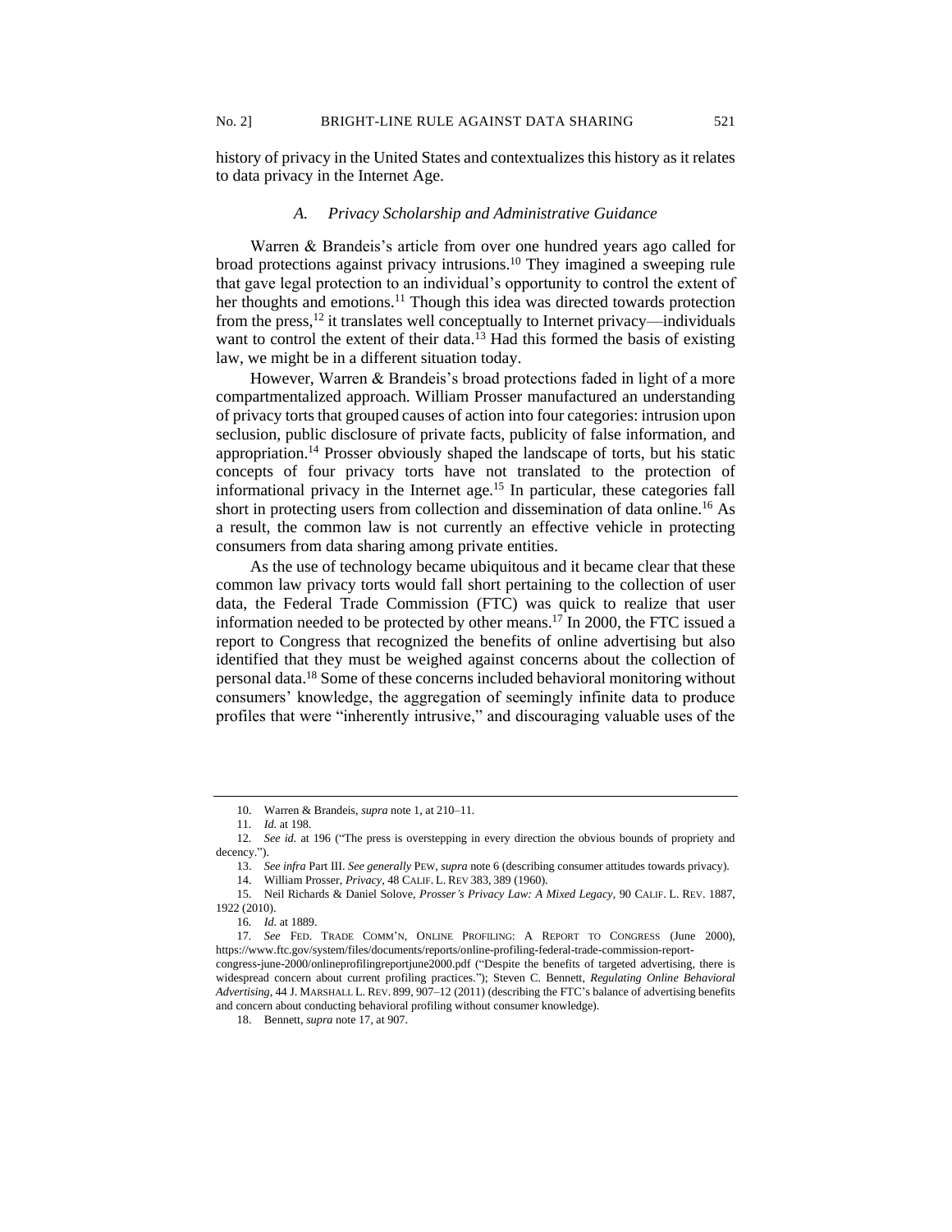history of privacy in the United States and contextualizes this history as it relates to data privacy in the Internet Age.

### A. *Privacy Scholarship and Administrative Guidance*

Warren & Brandeis's article from over one hundred years ago called for broad protections against privacy intrusions.[10] They imagined a sweeping rule that gave legal protection to an individual's opportunity to control the extent of her thoughts and emotions.[11] Though this idea was directed towards protection from the press,[12] it translates well conceptually to Internet privacy—individuals want to control the extent of their data.[13] Had this formed the basis of existing law, we might be in a different situation today.

However, Warren & Brandeis's broad protections faded in light of a more compartmentalized approach. William Prosser manufactured an understanding of privacy torts that grouped causes of action into four categories: intrusion upon seclusion, public disclosure of private facts, publicity of false information, and appropriation.[14] Prosser obviously shaped the landscape of torts, but his static concepts of four privacy torts have not translated to the protection of informational privacy in the Internet age.[15] In particular, these categories fall short in protecting users from collection and dissemination of data online.[16] As a result, the common law is not currently an effective vehicle in protecting consumers from data sharing among private entities.

As the use of technology became ubiquitous and it became clear that these common law privacy torts would fall short pertaining to the collection of user data, the Federal Trade Commission (FTC) was quick to realize that user information needed to be protected by other means.[17] In 2000, the FTC issued a report to Congress that recognized the benefits of online advertising but also identified that they must be weighed against concerns about the collection of personal data.[18] Some of these concerns included behavioral monitoring without consumers' knowledge, the aggregation of seemingly infinite data to produce profiles that were "inherently intrusive," and discouraging valuable uses of the

---

10. Warren & Brandeis, *supra* note 1, at 210–11.

11. *Id.* at 198.

12. *See id.* at 196 ("The press is overstepping in every direction the obvious bounds of propriety and decency.").

13. *See infra* Part III. *See generally* PEW, *supra* note 6 (describing consumer attitudes towards privacy).

14. William Prosser, *Privacy*, 48 CALIF. L. REV 383, 389 (1960).

15. Neil Richards & Daniel Solove, *Prosser's Privacy Law: A Mixed Legacy*, 90 CALIF. L. REV. 1887, 1922 (2010).

16. *Id.* at 1889.

17. *See* FED. TRADE COMM'N, ONLINE PROFILING: A REPORT TO CONGRESS (June 2000), https://www.ftc.gov/system/files/documents/reports/online-profiling-federal-trade-commission-report-congress-june-2000/onlineprofilingreportjune2000.pdf ("Despite the benefits of targeted advertising, there is widespread concern about current profiling practices."); Steven C. Bennett, *Regulating Online Behavioral Advertising*, 44 J. MARSHALL L. REV. 899, 907–12 (2011) (describing the FTC's balance of advertising benefits and concern about conducting behavioral profiling without consumer knowledge).

18. Bennett, *supra* note 17, at 907.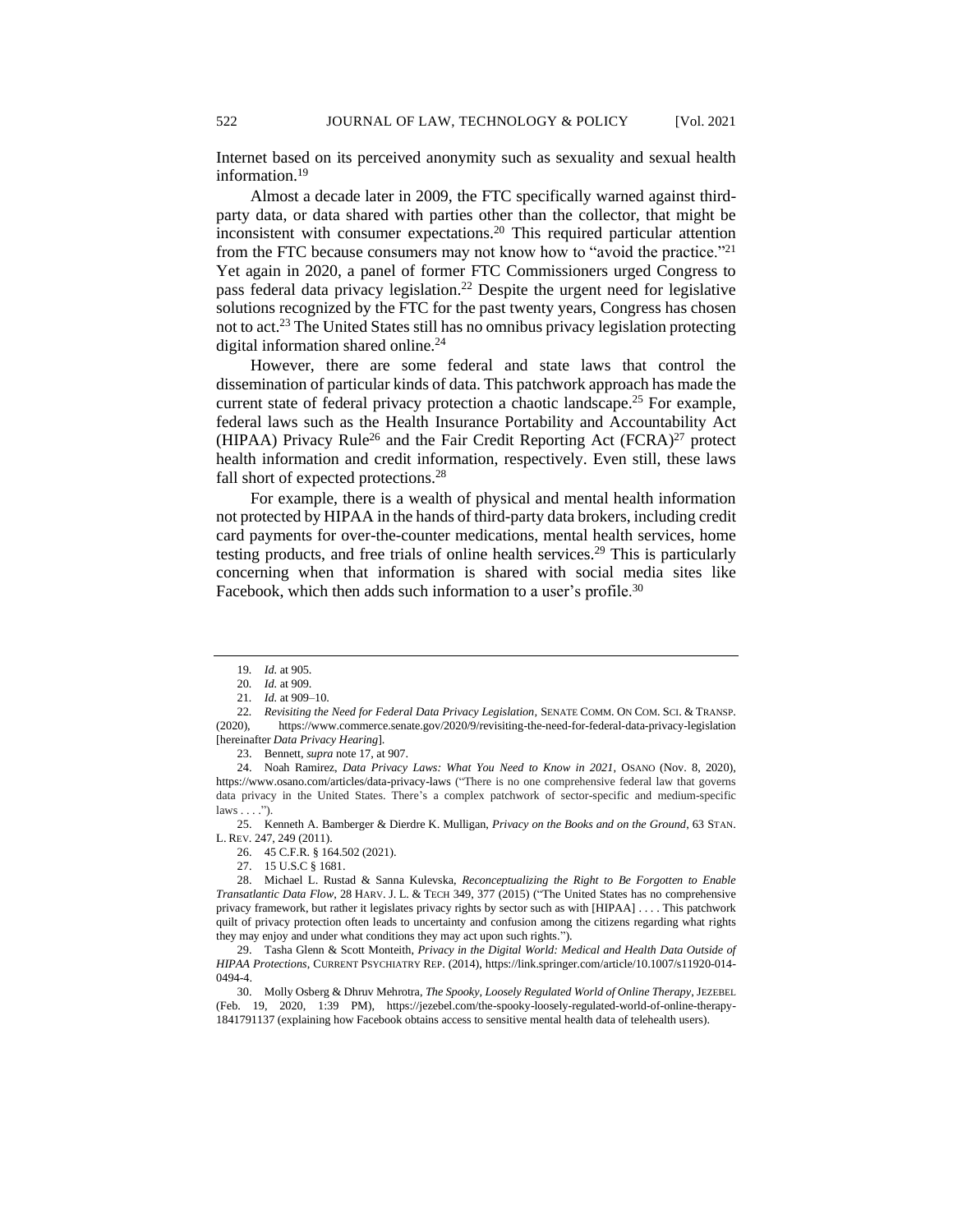Internet based on its perceived anonymity such as sexuality and sexual health information.[19]

Almost a decade later in 2009, the FTC specifically warned against third-party data, or data shared with parties other than the collector, that might be inconsistent with consumer expectations.[20] This required particular attention from the FTC because consumers may not know how to "avoid the practice."[21] Yet again in 2020, a panel of former FTC Commissioners urged Congress to pass federal data privacy legislation.[22] Despite the urgent need for legislative solutions recognized by the FTC for the past twenty years, Congress has chosen not to act.[23] The United States still has no omnibus privacy legislation protecting digital information shared online.[24]

However, there are some federal and state laws that control the dissemination of particular kinds of data. This patchwork approach has made the current state of federal privacy protection a chaotic landscape.[25] For example, federal laws such as the Health Insurance Portability and Accountability Act (HIPAA) Privacy Rule[26] and the Fair Credit Reporting Act (FCRA)[27] protect health information and credit information, respectively. Even still, these laws fall short of expected protections.[28]

For example, there is a wealth of physical and mental health information not protected by HIPAA in the hands of third-party data brokers, including credit card payments for over-the-counter medications, mental health services, home testing products, and free trials of online health services.[29] This is particularly concerning when that information is shared with social media sites like Facebook, which then adds such information to a user's profile.[30]

---

19. *Id.* at 905.

20. *Id.* at 909.

21. *Id.* at 909–10.

22. *Revisiting the Need for Federal Data Privacy Legislation*, SENATE COMM. ON COM. SCI. & TRANSP. (2020), https://www.commerce.senate.gov/2020/9/revisiting-the-need-for-federal-data-privacy-legislation [hereinafter *Data Privacy Hearing*].

23. Bennett, *supra* note 17, at 907.

24. Noah Ramirez, *Data Privacy Laws: What You Need to Know in 2021*, OSANO (Nov. 8, 2020), https://www.osano.com/articles/data-privacy-laws ("There is no one comprehensive federal law that governs data privacy in the United States. There's a complex patchwork of sector-specific and medium-specific laws . . . .").

25. Kenneth A. Bamberger & Dierdre K. Mulligan, *Privacy on the Books and on the Ground*, 63 STAN. L. REV. 247, 249 (2011).

26. 45 C.F.R. § 164.502 (2021).

27. 15 U.S.C § 1681.

28. Michael L. Rustad & Sanna Kulevska, *Reconceptualizing the Right to Be Forgotten to Enable Transatlantic Data Flow*, 28 HARV. J. L. & TECH 349, 377 (2015) ("The United States has no comprehensive privacy framework, but rather it legislates privacy rights by sector such as with [HIPAA] . . . . This patchwork quilt of privacy protection often leads to uncertainty and confusion among the citizens regarding what rights they may enjoy and under what conditions they may act upon such rights.").

29. Tasha Glenn & Scott Monteith, *Privacy in the Digital World: Medical and Health Data Outside of HIPAA Protections*, CURRENT PSYCHIATRY REP. (2014), https://link.springer.com/article/10.1007/s11920-014-0494-4.

30. Molly Osberg & Dhruv Mehrotra, *The Spooky, Loosely Regulated World of Online Therapy*, JEZEBEL (Feb. 19, 2020, 1:39 PM), https://jezebel.com/the-spooky-loosely-regulated-world-of-online-therapy-1841791137 (explaining how Facebook obtains access to sensitive mental health data of telehealth users).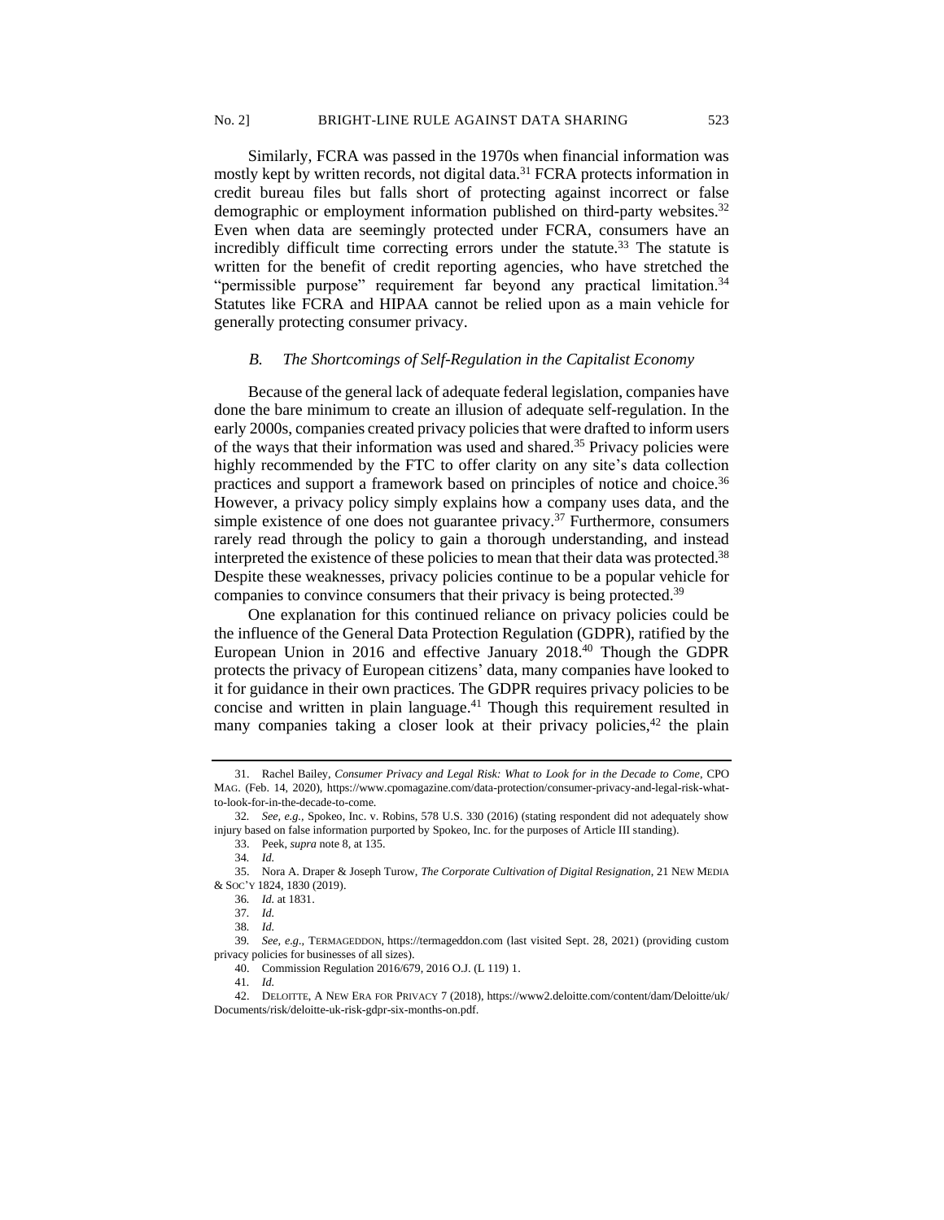Similarly, FCRA was passed in the 1970s when financial information was mostly kept by written records, not digital data.[31] FCRA protects information in credit bureau files but falls short of protecting against incorrect or false demographic or employment information published on third-party websites.[32] Even when data are seemingly protected under FCRA, consumers have an incredibly difficult time correcting errors under the statute.[33] The statute is written for the benefit of credit reporting agencies, who have stretched the "permissible purpose" requirement far beyond any practical limitation.[34] Statutes like FCRA and HIPAA cannot be relied upon as a main vehicle for generally protecting consumer privacy.

### *B. The Shortcomings of Self-Regulation in the Capitalist Economy*

Because of the general lack of adequate federal legislation, companies have done the bare minimum to create an illusion of adequate self-regulation. In the early 2000s, companies created privacy policies that were drafted to inform users of the ways that their information was used and shared.[35] Privacy policies were highly recommended by the FTC to offer clarity on any site's data collection practices and support a framework based on principles of notice and choice.[36] However, a privacy policy simply explains how a company uses data, and the simple existence of one does not guarantee privacy.[37] Furthermore, consumers rarely read through the policy to gain a thorough understanding, and instead interpreted the existence of these policies to mean that their data was protected.[38] Despite these weaknesses, privacy policies continue to be a popular vehicle for companies to convince consumers that their privacy is being protected.[39]

One explanation for this continued reliance on privacy policies could be the influence of the General Data Protection Regulation (GDPR), ratified by the European Union in 2016 and effective January 2018.[40] Though the GDPR protects the privacy of European citizens' data, many companies have looked to it for guidance in their own practices. The GDPR requires privacy policies to be concise and written in plain language.[41] Though this requirement resulted in many companies taking a closer look at their privacy policies,[42] the plain

---

31. Rachel Bailey, *Consumer Privacy and Legal Risk: What to Look for in the Decade to Come*, CPO MAG. (Feb. 14, 2020), https://www.cpomagazine.com/data-protection/consumer-privacy-and-legal-risk-what-to-look-for-in-the-decade-to-come.

32. *See, e.g.*, Spokeo, Inc. v. Robins, 578 U.S. 330 (2016) (stating respondent did not adequately show injury based on false information purported by Spokeo, Inc. for the purposes of Article III standing).

33. Peek, *supra* note 8, at 135.

34. *Id.*

35. Nora A. Draper & Joseph Turow, *The Corporate Cultivation of Digital Resignation*, 21 NEW MEDIA & SOC'Y 1824, 1830 (2019).

36. *Id.* at 1831.

37. *Id.*

38. *Id.*

39. *See, e.g.*, TERMAGEDDON, https://termageddon.com (last visited Sept. 28, 2021) (providing custom privacy policies for businesses of all sizes).

40. Commission Regulation 2016/679, 2016 O.J. (L 119) 1.

41. *Id.*

42. DELOITTE, A NEW ERA FOR PRIVACY 7 (2018), https://www2.deloitte.com/content/dam/Deloitte/uk/Documents/risk/deloitte-uk-risk-gdpr-six-months-on.pdf.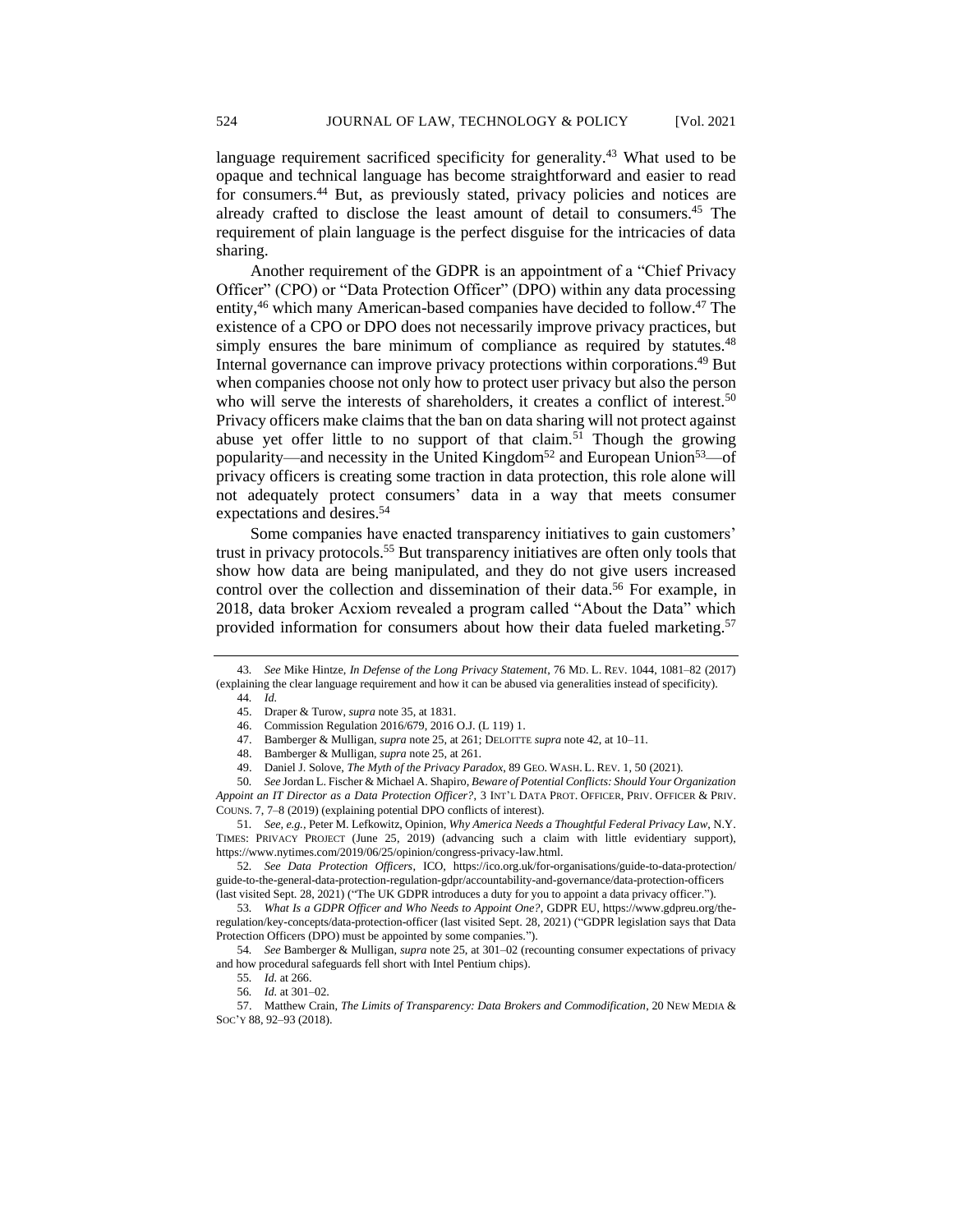language requirement sacrificed specificity for generality.[43] What used to be opaque and technical language has become straightforward and easier to read for consumers.[44] But, as previously stated, privacy policies and notices are already crafted to disclose the least amount of detail to consumers.[45] The requirement of plain language is the perfect disguise for the intricacies of data sharing.

Another requirement of the GDPR is an appointment of a "Chief Privacy Officer" (CPO) or "Data Protection Officer" (DPO) within any data processing entity,[46] which many American-based companies have decided to follow.[47] The existence of a CPO or DPO does not necessarily improve privacy practices, but simply ensures the bare minimum of compliance as required by statutes.[48] Internal governance can improve privacy protections within corporations.[49] But when companies choose not only how to protect user privacy but also the person who will serve the interests of shareholders, it creates a conflict of interest.[50] Privacy officers make claims that the ban on data sharing will not protect against abuse yet offer little to no support of that claim.[51] Though the growing popularity—and necessity in the United Kingdom[52] and European Union[53]—of privacy officers is creating some traction in data protection, this role alone will not adequately protect consumers' data in a way that meets consumer expectations and desires.[54]

Some companies have enacted transparency initiatives to gain customers' trust in privacy protocols.[55] But transparency initiatives are often only tools that show how data are being manipulated, and they do not give users increased control over the collection and dissemination of their data.[56] For example, in 2018, data broker Acxiom revealed a program called "About the Data" which provided information for consumers about how their data fueled marketing.[57]

---

43. *See* Mike Hintze, *In Defense of the Long Privacy Statement*, 76 MD. L. REV. 1044, 1081–82 (2017) (explaining the clear language requirement and how it can be abused via generalities instead of specificity).

44. *Id.*

45. Draper & Turow, *supra* note 35, at 1831.

46. Commission Regulation 2016/679, 2016 O.J. (L 119) 1.

47. Bamberger & Mulligan, *supra* note 25, at 261; DELOITTE *supra* note 42, at 10–11.

48. Bamberger & Mulligan, *supra* note 25, at 261.

49. Daniel J. Solove, *The Myth of the Privacy Paradox*, 89 GEO. WASH. L. REV. 1, 50 (2021).

50. *See* Jordan L. Fischer & Michael A. Shapiro, *Beware of Potential Conflicts: Should Your Organization Appoint an IT Director as a Data Protection Officer?*, 3 INT'L DATA PROT. OFFICER, PRIV. OFFICER & PRIV. COUNS. 7, 7–8 (2019) (explaining potential DPO conflicts of interest).

51. *See, e.g.*, Peter M. Lefkowitz, Opinion, *Why America Needs a Thoughtful Federal Privacy Law*, N.Y. TIMES: PRIVACY PROJECT (June 25, 2019) (advancing such a claim with little evidentiary support), https://www.nytimes.com/2019/06/25/opinion/congress-privacy-law.html.

52. *See Data Protection Officers*, ICO, https://ico.org.uk/for-organisations/guide-to-data-protection/guide-to-the-general-data-protection-regulation-gdpr/accountability-and-governance/data-protection-officers (last visited Sept. 28, 2021) ("The UK GDPR introduces a duty for you to appoint a data privacy officer.").

53. *What Is a GDPR Officer and Who Needs to Appoint One?*, GDPR EU, https://www.gdpreu.org/the-regulation/key-concepts/data-protection-officer (last visited Sept. 28, 2021) ("GDPR legislation says that Data Protection Officers (DPO) must be appointed by some companies.").

54. *See* Bamberger & Mulligan, *supra* note 25, at 301–02 (recounting consumer expectations of privacy and how procedural safeguards fell short with Intel Pentium chips).

55. *Id.* at 266.

56. *Id.* at 301–02.

57. Matthew Crain, *The Limits of Transparency: Data Brokers and Commodification*, 20 NEW MEDIA & SOC'Y 88, 92–93 (2018).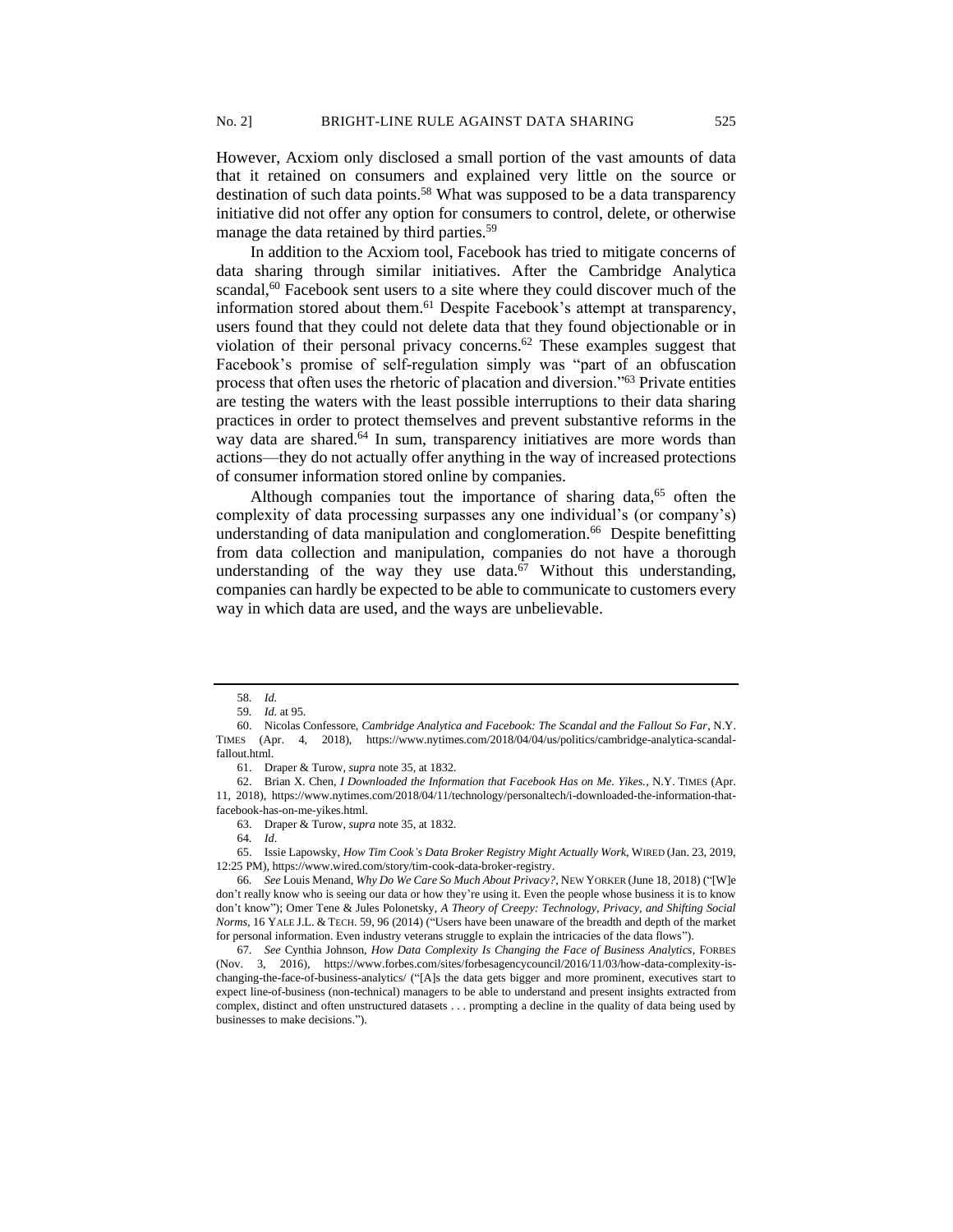However, Acxiom only disclosed a small portion of the vast amounts of data that it retained on consumers and explained very little on the source or destination of such data points.[58] What was supposed to be a data transparency initiative did not offer any option for consumers to control, delete, or otherwise manage the data retained by third parties.[59]

In addition to the Acxiom tool, Facebook has tried to mitigate concerns of data sharing through similar initiatives. After the Cambridge Analytica scandal,[60] Facebook sent users to a site where they could discover much of the information stored about them.[61] Despite Facebook's attempt at transparency, users found that they could not delete data that they found objectionable or in violation of their personal privacy concerns.[62] These examples suggest that Facebook's promise of self-regulation simply was "part of an obfuscation process that often uses the rhetoric of placation and diversion."[63] Private entities are testing the waters with the least possible interruptions to their data sharing practices in order to protect themselves and prevent substantive reforms in the way data are shared.[64] In sum, transparency initiatives are more words than actions—they do not actually offer anything in the way of increased protections of consumer information stored online by companies.

Although companies tout the importance of sharing data,[65] often the complexity of data processing surpasses any one individual's (or company's) understanding of data manipulation and conglomeration.[66] Despite benefitting from data collection and manipulation, companies do not have a thorough understanding of the way they use data.[67] Without this understanding, companies can hardly be expected to be able to communicate to customers every way in which data are used, and the ways are unbelievable.

---

58. *Id.*

59. *Id.* at 95.

60. Nicolas Confessore, *Cambridge Analytica and Facebook: The Scandal and the Fallout So Far*, N.Y. TIMES (Apr. 4, 2018), https://www.nytimes.com/2018/04/04/us/politics/cambridge-analytica-scandal-fallout.html.

61. Draper & Turow, *supra* note 35, at 1832.

62. Brian X. Chen, *I Downloaded the Information that Facebook Has on Me. Yikes.*, N.Y. TIMES (Apr. 11, 2018), https://www.nytimes.com/2018/04/11/technology/personaltech/i-downloaded-the-information-that-facebook-has-on-me-yikes.html.

63. Draper & Turow, *supra* note 35, at 1832.

64. *Id*.

65. Issie Lapowsky, *How Tim Cook's Data Broker Registry Might Actually Work*, WIRED (Jan. 23, 2019, 12:25 PM), https://www.wired.com/story/tim-cook-data-broker-registry.

66. *See* Louis Menand, *Why Do We Care So Much About Privacy?*, NEW YORKER (June 18, 2018) ("[W]e don't really know who is seeing our data or how they're using it. Even the people whose business it is to know don't know"); Omer Tene & Jules Polonetsky, *A Theory of Creepy: Technology, Privacy, and Shifting Social Norms*, 16 YALE J.L. & TECH. 59, 96 (2014) ("Users have been unaware of the breadth and depth of the market for personal information. Even industry veterans struggle to explain the intricacies of the data flows").

67. *See* Cynthia Johnson, *How Data Complexity Is Changing the Face of Business Analytics*, FORBES (Nov. 3, 2016), https://www.forbes.com/sites/forbesagencycouncil/2016/11/03/how-data-complexity-is-changing-the-face-of-business-analytics/ ("[A]s the data gets bigger and more prominent, executives start to expect line-of-business (non-technical) managers to be able to understand and present insights extracted from complex, distinct and often unstructured datasets . . . prompting a decline in the quality of data being used by businesses to make decisions.").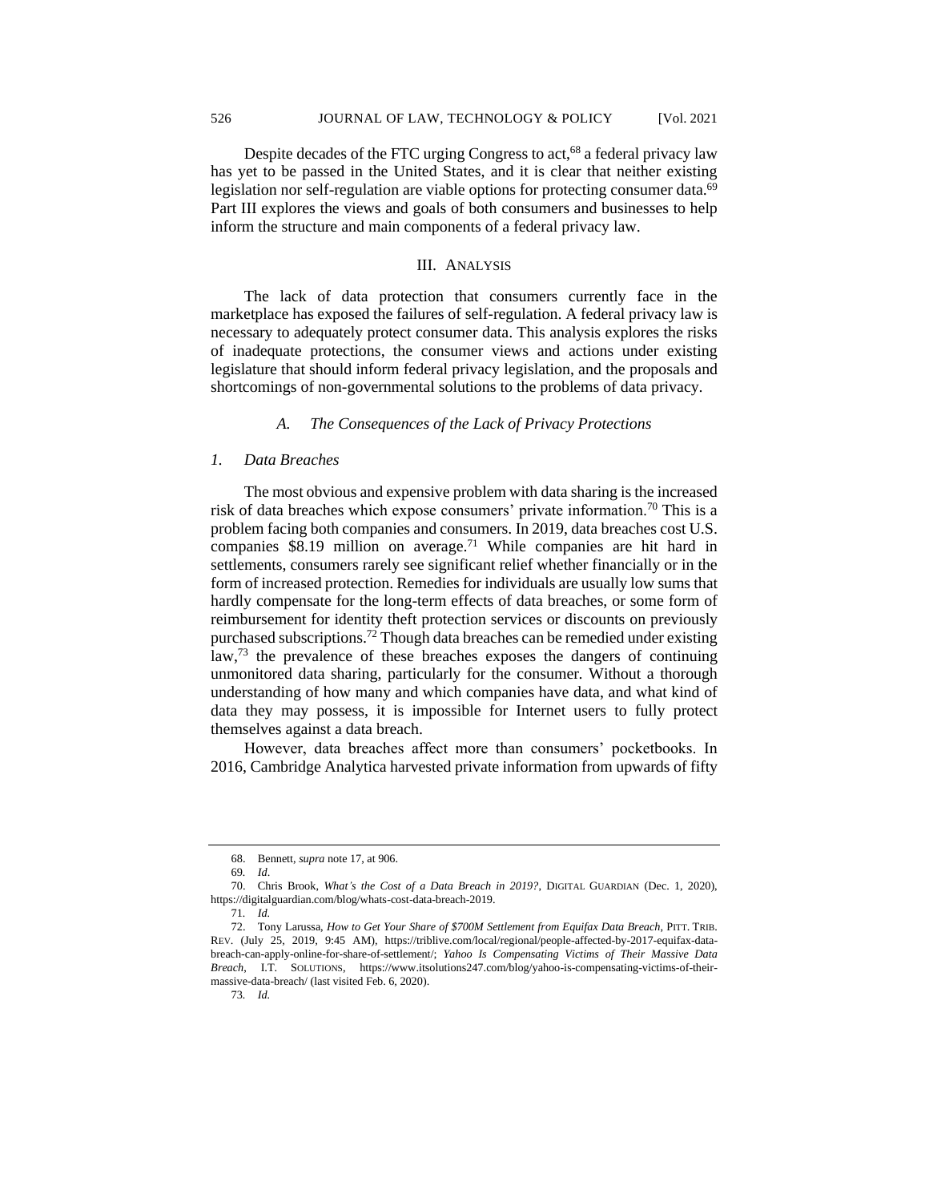Despite decades of the FTC urging Congress to act,[68] a federal privacy law has yet to be passed in the United States, and it is clear that neither existing legislation nor self-regulation are viable options for protecting consumer data.[69] Part III explores the views and goals of both consumers and businesses to help inform the structure and main components of a federal privacy law.

## III. Analysis

The lack of data protection that consumers currently face in the marketplace has exposed the failures of self-regulation. A federal privacy law is necessary to adequately protect consumer data. This analysis explores the risks of inadequate protections, the consumer views and actions under existing legislature that should inform federal privacy legislation, and the proposals and shortcomings of non-governmental solutions to the problems of data privacy.

### *A. The Consequences of the Lack of Privacy Protections*

#### *1. Data Breaches*

The most obvious and expensive problem with data sharing is the increased risk of data breaches which expose consumers' private information.[70] This is a problem facing both companies and consumers. In 2019, data breaches cost U.S. companies $8.19 million on average.[71] While companies are hit hard in settlements, consumers rarely see significant relief whether financially or in the form of increased protection. Remedies for individuals are usually low sums that hardly compensate for the long-term effects of data breaches, or some form of reimbursement for identity theft protection services or discounts on previously purchased subscriptions.[72] Though data breaches can be remedied under existing law,[73] the prevalence of these breaches exposes the dangers of continuing unmonitored data sharing, particularly for the consumer. Without a thorough understanding of how many and which companies have data, and what kind of data they may possess, it is impossible for Internet users to fully protect themselves against a data breach.

However, data breaches affect more than consumers' pocketbooks. In 2016, Cambridge Analytica harvested private information from upwards of fifty

---

68. Bennett, *supra* note 17, at 906.

69. *Id*.

70. Chris Brook, *What's the Cost of a Data Breach in 2019?*, DIGITAL GUARDIAN (Dec. 1, 2020), https://digitalguardian.com/blog/whats-cost-data-breach-2019.

71. *Id.*

72. Tony Larussa, *How to Get Your Share of $700M Settlement from Equifax Data Breach*, PITT. TRIB. REV. (July 25, 2019, 9:45 AM), https://triblive.com/local/regional/people-affected-by-2017-equifax-data-breach-can-apply-online-for-share-of-settlement/; *Yahoo Is Compensating Victims of Their Massive Data Breach*, I.T. SOLUTIONS, https://www.itsolutions247.com/blog/yahoo-is-compensating-victims-of-their-massive-data-breach/ (last visited Feb. 6, 2020).

73. *Id.*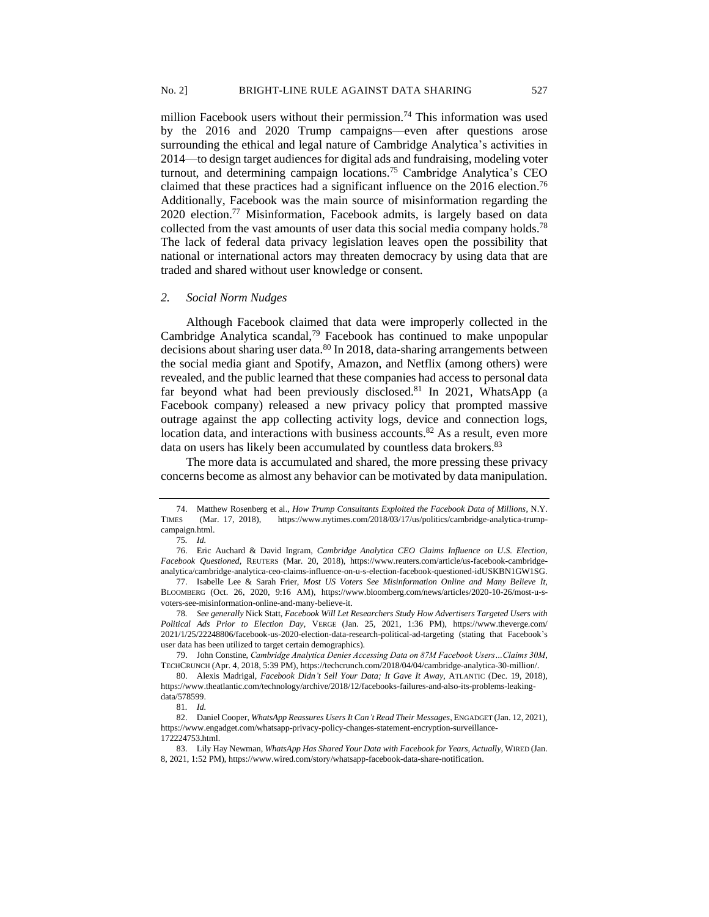million Facebook users without their permission.[74] This information was used by the 2016 and 2020 Trump campaigns—even after questions arose surrounding the ethical and legal nature of Cambridge Analytica's activities in 2014—to design target audiences for digital ads and fundraising, modeling voter turnout, and determining campaign locations.[75] Cambridge Analytica's CEO claimed that these practices had a significant influence on the 2016 election.[76] Additionally, Facebook was the main source of misinformation regarding the 2020 election.[77] Misinformation, Facebook admits, is largely based on data collected from the vast amounts of user data this social media company holds.[78] The lack of federal data privacy legislation leaves open the possibility that national or international actors may threaten democracy by using data that are traded and shared without user knowledge or consent.

### *2. Social Norm Nudges*

Although Facebook claimed that data were improperly collected in the Cambridge Analytica scandal,[79] Facebook has continued to make unpopular decisions about sharing user data.[80] In 2018, data-sharing arrangements between the social media giant and Spotify, Amazon, and Netflix (among others) were revealed, and the public learned that these companies had access to personal data far beyond what had been previously disclosed.[81] In 2021, WhatsApp (a Facebook company) released a new privacy policy that prompted massive outrage against the app collecting activity logs, device and connection logs, location data, and interactions with business accounts.[82] As a result, even more data on users has likely been accumulated by countless data brokers.[83]

The more data is accumulated and shared, the more pressing these privacy concerns become as almost any behavior can be motivated by data manipulation.

---

74. Matthew Rosenberg et al., *How Trump Consultants Exploited the Facebook Data of Millions*, N.Y. TIMES (Mar. 17, 2018), https://www.nytimes.com/2018/03/17/us/politics/cambridge-analytica-trump-campaign.html.

75. *Id.*

76. Eric Auchard & David Ingram, *Cambridge Analytica CEO Claims Influence on U.S. Election, Facebook Questioned*, REUTERS (Mar. 20, 2018), https://www.reuters.com/article/us-facebook-cambridge-analytica/cambridge-analytica-ceo-claims-influence-on-u-s-election-facebook-questioned-idUSKBN1GW1SG.

77. Isabelle Lee & Sarah Frier, *Most US Voters See Misinformation Online and Many Believe It*, BLOOMBERG (Oct. 26, 2020, 9:16 AM), https://www.bloomberg.com/news/articles/2020-10-26/most-u-s-voters-see-misinformation-online-and-many-believe-it.

78. *See generally* Nick Statt, *Facebook Will Let Researchers Study How Advertisers Targeted Users with Political Ads Prior to Election Day*, VERGE (Jan. 25, 2021, 1:36 PM), https://www.theverge.com/2021/1/25/22248806/facebook-us-2020-election-data-research-political-ad-targeting (stating that Facebook's user data has been utilized to target certain demographics).

79. John Constine, *Cambridge Analytica Denies Accessing Data on 87M Facebook Users…Claims 30M*, TECHCRUNCH (Apr. 4, 2018, 5:39 PM), https://techcrunch.com/2018/04/04/cambridge-analytica-30-million/.

80. Alexis Madrigal, *Facebook Didn't Sell Your Data; It Gave It Away*, ATLANTIC (Dec. 19, 2018), https://www.theatlantic.com/technology/archive/2018/12/facebooks-failures-and-also-its-problems-leaking-data/578599.

81. *Id.*

82. Daniel Cooper, *WhatsApp Reassures Users It Can't Read Their Messages*, ENGADGET (Jan. 12, 2021), https://www.engadget.com/whatsapp-privacy-policy-changes-statement-encryption-surveillance-172224753.html.

83. Lily Hay Newman, *WhatsApp Has Shared Your Data with Facebook for Years, Actually*, WIRED (Jan. 8, 2021, 1:52 PM), https://www.wired.com/story/whatsapp-facebook-data-share-notification.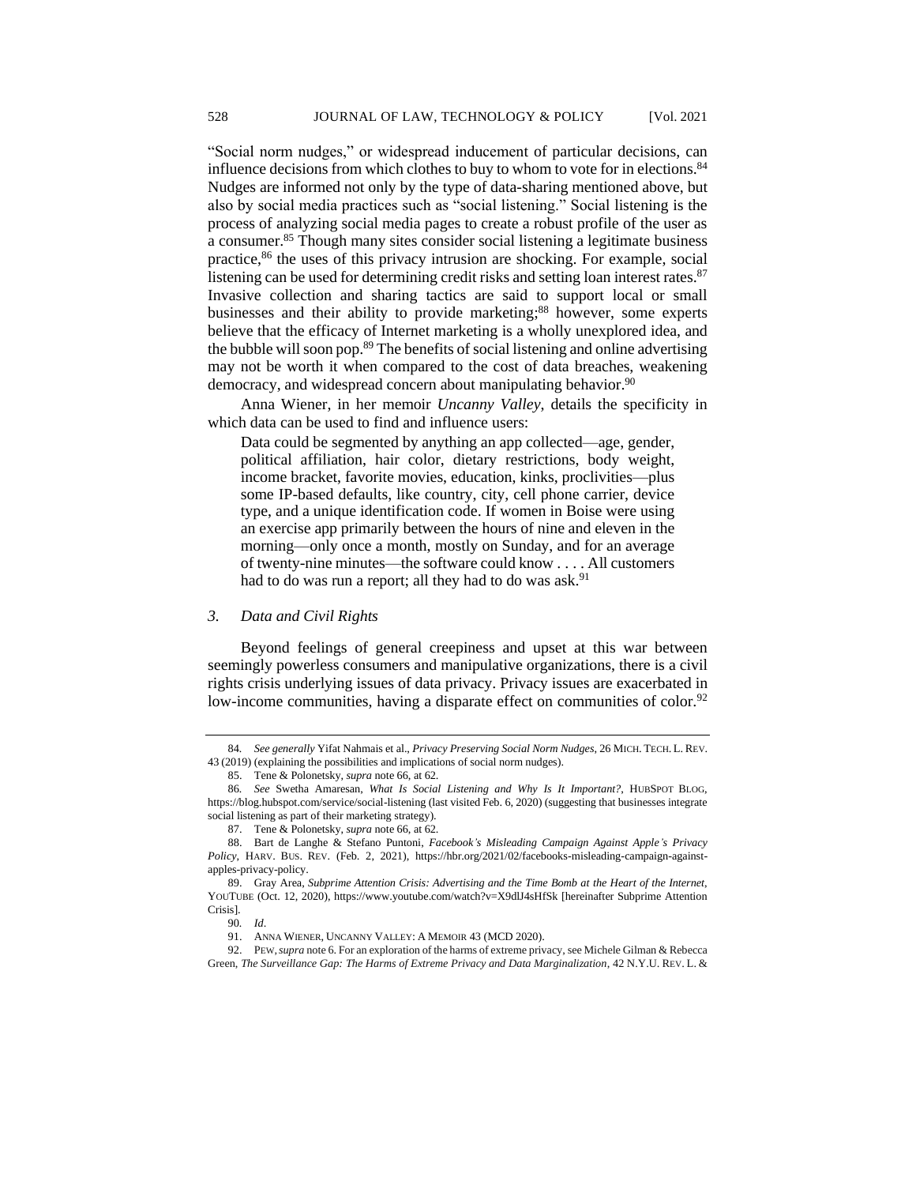"Social norm nudges," or widespread inducement of particular decisions, can influence decisions from which clothes to buy to whom to vote for in elections.[84] Nudges are informed not only by the type of data-sharing mentioned above, but also by social media practices such as "social listening." Social listening is the process of analyzing social media pages to create a robust profile of the user as a consumer.[85] Though many sites consider social listening a legitimate business practice,[86] the uses of this privacy intrusion are shocking. For example, social listening can be used for determining credit risks and setting loan interest rates.[87] Invasive collection and sharing tactics are said to support local or small businesses and their ability to provide marketing;[88] however, some experts believe that the efficacy of Internet marketing is a wholly unexplored idea, and the bubble will soon pop.[89] The benefits of social listening and online advertising may not be worth it when compared to the cost of data breaches, weakening democracy, and widespread concern about manipulating behavior.[90]

Anna Wiener, in her memoir *Uncanny Valley*, details the specificity in which data can be used to find and influence users:

> Data could be segmented by anything an app collected—age, gender, political affiliation, hair color, dietary restrictions, body weight, income bracket, favorite movies, education, kinks, proclivities—plus some IP-based defaults, like country, city, cell phone carrier, device type, and a unique identification code. If women in Boise were using an exercise app primarily between the hours of nine and eleven in the morning—only once a month, mostly on Sunday, and for an average of twenty-nine minutes—the software could know . . . . All customers had to do was run a report; all they had to do was ask.[91]

### *3. Data and Civil Rights*

Beyond feelings of general creepiness and upset at this war between seemingly powerless consumers and manipulative organizations, there is a civil rights crisis underlying issues of data privacy. Privacy issues are exacerbated in low-income communities, having a disparate effect on communities of color.[92]

---

84. *See generally* Yifat Nahmais et al., *Privacy Preserving Social Norm Nudges*, 26 MICH. TECH. L. REV. 43 (2019) (explaining the possibilities and implications of social norm nudges).

85. Tene & Polonetsky, *supra* note 66, at 62.

86. *See* Swetha Amaresan, *What Is Social Listening and Why Is It Important?*, HUBSPOT BLOG, https://blog.hubspot.com/service/social-listening (last visited Feb. 6, 2020) (suggesting that businesses integrate social listening as part of their marketing strategy).

87. Tene & Polonetsky, *supra* note 66, at 62.

88. Bart de Langhe & Stefano Puntoni, *Facebook's Misleading Campaign Against Apple's Privacy Policy*, HARV. BUS. REV. (Feb. 2, 2021), https://hbr.org/2021/02/facebooks-misleading-campaign-against-apples-privacy-policy.

89. Gray Area, *Subprime Attention Crisis: Advertising and the Time Bomb at the Heart of the Internet*, YOUTUBE (Oct. 12, 2020), https://www.youtube.com/watch?v=X9dlJ4sHfSk [hereinafter Subprime Attention Crisis].

90. *Id*.

91. ANNA WIENER, UNCANNY VALLEY: A MEMOIR 43 (MCD 2020).

92. PEW, *supra* note 6. For an exploration of the harms of extreme privacy, see Michele Gilman & Rebecca Green, *The Surveillance Gap: The Harms of Extreme Privacy and Data Marginalization*, 42 N.Y.U. REV. L. &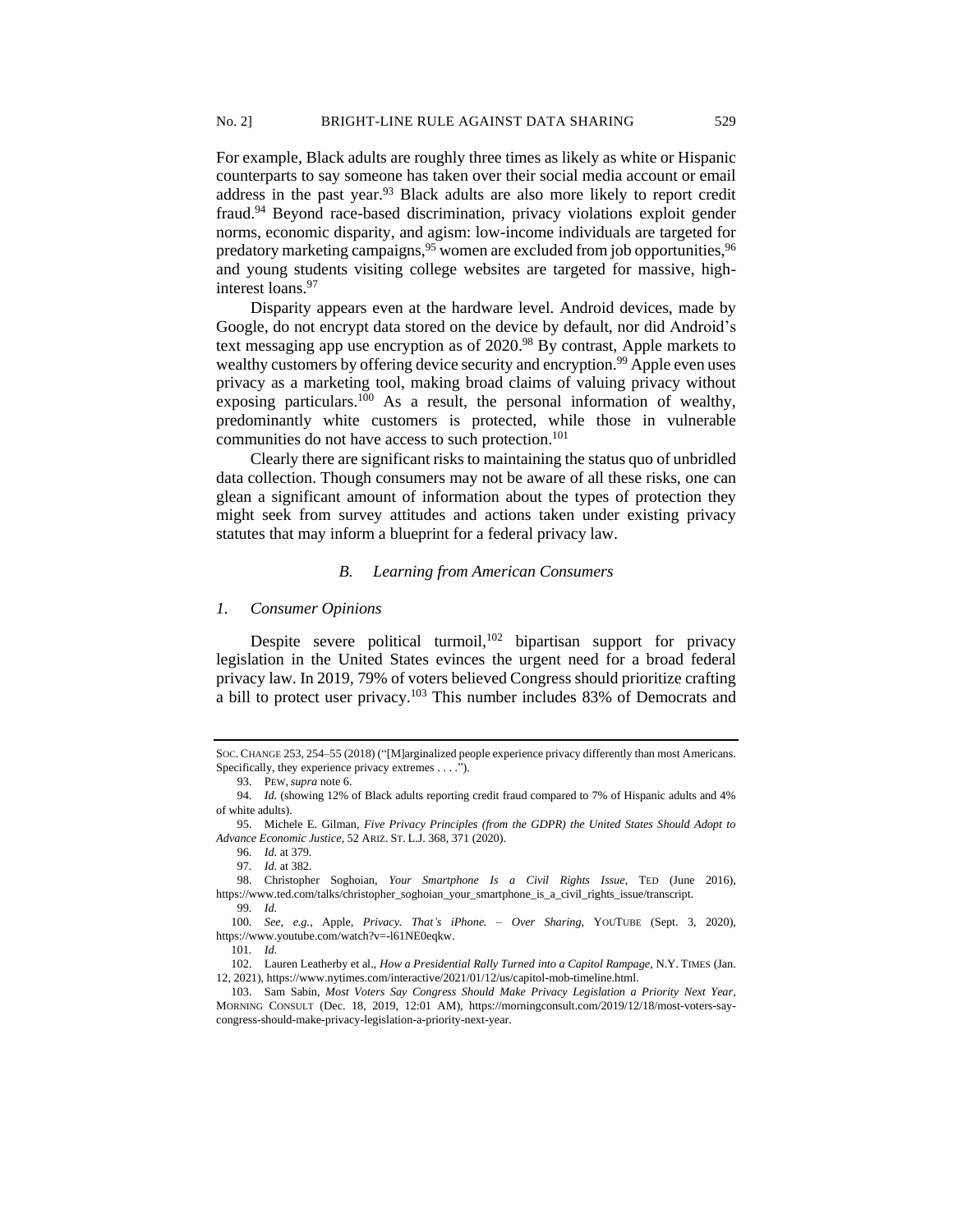For example, Black adults are roughly three times as likely as white or Hispanic counterparts to say someone has taken over their social media account or email address in the past year.[93] Black adults are also more likely to report credit fraud.[94] Beyond race-based discrimination, privacy violations exploit gender norms, economic disparity, and agism: low-income individuals are targeted for predatory marketing campaigns,[95] women are excluded from job opportunities,[96] and young students visiting college websites are targeted for massive, high-interest loans.[97]

Disparity appears even at the hardware level. Android devices, made by Google, do not encrypt data stored on the device by default, nor did Android's text messaging app use encryption as of 2020.[98] By contrast, Apple markets to wealthy customers by offering device security and encryption.[99] Apple even uses privacy as a marketing tool, making broad claims of valuing privacy without exposing particulars.[100] As a result, the personal information of wealthy, predominantly white customers is protected, while those in vulnerable communities do not have access to such protection.[101]

Clearly there are significant risks to maintaining the status quo of unbridled data collection. Though consumers may not be aware of all these risks, one can glean a significant amount of information about the types of protection they might seek from survey attitudes and actions taken under existing privacy statutes that may inform a blueprint for a federal privacy law.

### *B. Learning from American Consumers*

#### *1. Consumer Opinions*

Despite severe political turmoil,[102] bipartisan support for privacy legislation in the United States evinces the urgent need for a broad federal privacy law. In 2019, 79% of voters believed Congress should prioritize crafting a bill to protect user privacy.[103] This number includes 83% of Democrats and

---

SOC. CHANGE 253, 254–55 (2018) ("[M]arginalized people experience privacy differently than most Americans. Specifically, they experience privacy extremes . . . .").

93. PEW, *supra* note 6.

94. *Id.* (showing 12% of Black adults reporting credit fraud compared to 7% of Hispanic adults and 4% of white adults).

95. Michele E. Gilman, *Five Privacy Principles (from the GDPR) the United States Should Adopt to Advance Economic Justice*, 52 ARIZ. ST. L.J. 368, 371 (2020).

96. *Id.* at 379.

97. *Id.* at 382.

98. Christopher Soghoian, *Your Smartphone Is a Civil Rights Issue*, TED (June 2016), https://www.ted.com/talks/christopher_soghoian_your_smartphone_is_a_civil_rights_issue/transcript.

99. *Id.*

100. *See, e.g.*, Apple, *Privacy. That's iPhone. – Over Sharing*, YOUTUBE (Sept. 3, 2020), https://www.youtube.com/watch?v=-l61NE0eqkw.

101. *Id.*

102. Lauren Leatherby et al., *How a Presidential Rally Turned into a Capitol Rampage*, N.Y. TIMES (Jan. 12, 2021), https://www.nytimes.com/interactive/2021/01/12/us/capitol-mob-timeline.html.

103. Sam Sabin, *Most Voters Say Congress Should Make Privacy Legislation a Priority Next Year*, MORNING CONSULT (Dec. 18, 2019, 12:01 AM), https://morningconsult.com/2019/12/18/most-voters-say-congress-should-make-privacy-legislation-a-priority-next-year.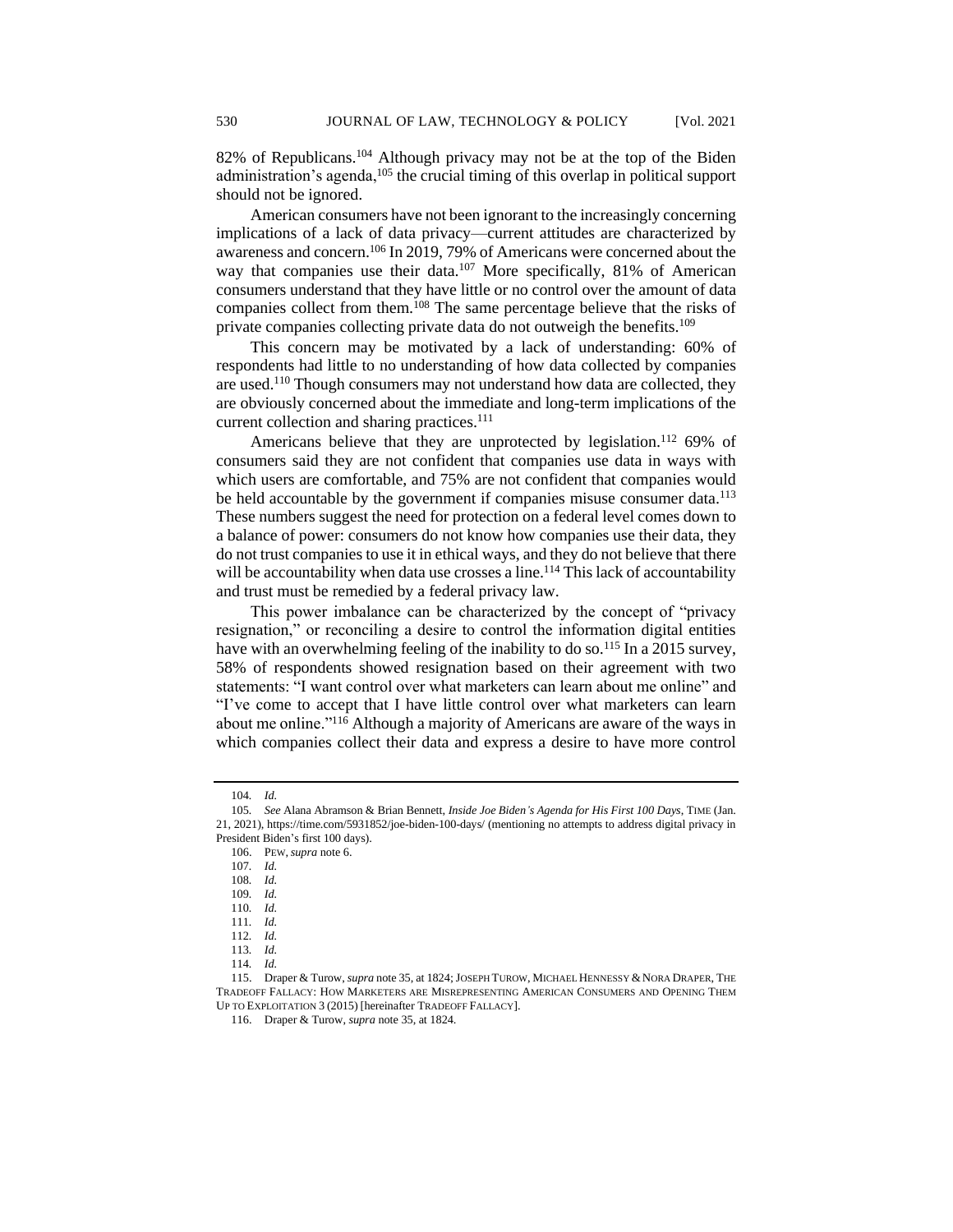82% of Republicans.[104] Although privacy may not be at the top of the Biden administration's agenda,[105] the crucial timing of this overlap in political support should not be ignored.

American consumers have not been ignorant to the increasingly concerning implications of a lack of data privacy—current attitudes are characterized by awareness and concern.[106] In 2019, 79% of Americans were concerned about the way that companies use their data.[107] More specifically, 81% of American consumers understand that they have little or no control over the amount of data companies collect from them.[108] The same percentage believe that the risks of private companies collecting private data do not outweigh the benefits.[109]

This concern may be motivated by a lack of understanding: 60% of respondents had little to no understanding of how data collected by companies are used.[110] Though consumers may not understand how data are collected, they are obviously concerned about the immediate and long-term implications of the current collection and sharing practices.[111]

Americans believe that they are unprotected by legislation.[112] 69% of consumers said they are not confident that companies use data in ways with which users are comfortable, and 75% are not confident that companies would be held accountable by the government if companies misuse consumer data.[113] These numbers suggest the need for protection on a federal level comes down to a balance of power: consumers do not know how companies use their data, they do not trust companies to use it in ethical ways, and they do not believe that there will be accountability when data use crosses a line.[114] This lack of accountability and trust must be remedied by a federal privacy law.

This power imbalance can be characterized by the concept of "privacy resignation," or reconciling a desire to control the information digital entities have with an overwhelming feeling of the inability to do so.[115] In a 2015 survey, 58% of respondents showed resignation based on their agreement with two statements: "I want control over what marketers can learn about me online" and "I've come to accept that I have little control over what marketers can learn about me online."[116] Although a majority of Americans are aware of the ways in which companies collect their data and express a desire to have more control

---

104. *Id.*

105. *See* Alana Abramson & Brian Bennett, *Inside Joe Biden's Agenda for His First 100 Days*, TIME (Jan. 21, 2021), https://time.com/5931852/joe-biden-100-days/ (mentioning no attempts to address digital privacy in President Biden's first 100 days).

106. PEW, *supra* note 6.

107. *Id.*

108. *Id.*

109. *Id.*

110. *Id.*

111. *Id.*

112. *Id.*

113. *Id.*

114. *Id.*

115. Draper & Turow, *supra* note 35, at 1824; JOSEPH TUROW, MICHAEL HENNESSY & NORA DRAPER, THE TRADEOFF FALLACY: HOW MARKETERS ARE MISREPRESENTING AMERICAN CONSUMERS AND OPENING THEM UP TO EXPLOITATION 3 (2015) [hereinafter TRADEOFF FALLACY].

116. Draper & Turow, *supra* note 35, at 1824.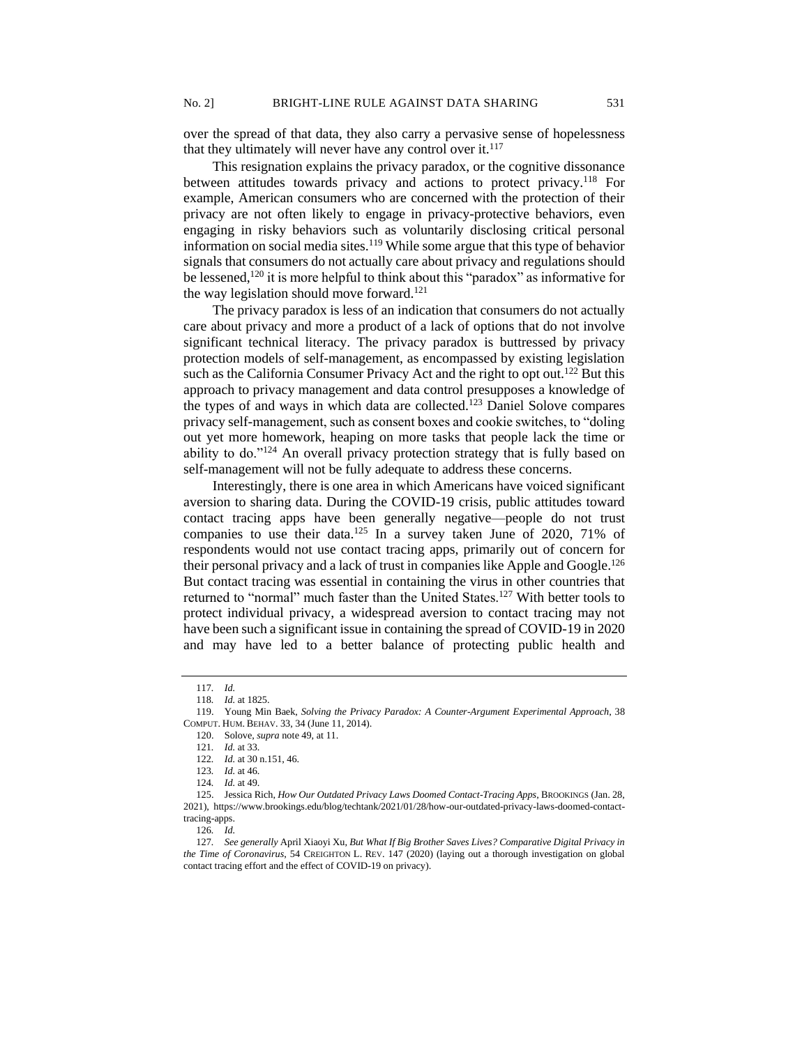over the spread of that data, they also carry a pervasive sense of hopelessness that they ultimately will never have any control over it.[117]

This resignation explains the privacy paradox, or the cognitive dissonance between attitudes towards privacy and actions to protect privacy.[118] For example, American consumers who are concerned with the protection of their privacy are not often likely to engage in privacy-protective behaviors, even engaging in risky behaviors such as voluntarily disclosing critical personal information on social media sites.[119] While some argue that this type of behavior signals that consumers do not actually care about privacy and regulations should be lessened,[120] it is more helpful to think about this "paradox" as informative for the way legislation should move forward.[121]

The privacy paradox is less of an indication that consumers do not actually care about privacy and more a product of a lack of options that do not involve significant technical literacy. The privacy paradox is buttressed by privacy protection models of self-management, as encompassed by existing legislation such as the California Consumer Privacy Act and the right to opt out.[122] But this approach to privacy management and data control presupposes a knowledge of the types of and ways in which data are collected.[123] Daniel Solove compares privacy self-management, such as consent boxes and cookie switches, to "doling out yet more homework, heaping on more tasks that people lack the time or ability to do."[124] An overall privacy protection strategy that is fully based on self-management will not be fully adequate to address these concerns.

Interestingly, there is one area in which Americans have voiced significant aversion to sharing data. During the COVID-19 crisis, public attitudes toward contact tracing apps have been generally negative—people do not trust companies to use their data.[125] In a survey taken June of 2020, 71% of respondents would not use contact tracing apps, primarily out of concern for their personal privacy and a lack of trust in companies like Apple and Google.[126] But contact tracing was essential in containing the virus in other countries that returned to "normal" much faster than the United States.[127] With better tools to protect individual privacy, a widespread aversion to contact tracing may not have been such a significant issue in containing the spread of COVID-19 in 2020 and may have led to a better balance of protecting public health and

---

117. *Id.*

118. *Id.* at 1825.

119. Young Min Baek, *Solving the Privacy Paradox: A Counter-Argument Experimental Approach*, 38 COMPUT. HUM. BEHAV. 33, 34 (June 11, 2014).

120. Solove, *supra* note 49, at 11.

121. *Id.* at 33.

122. *Id.* at 30 n.151, 46.

123. *Id.* at 46.

124. *Id.* at 49.

125. Jessica Rich, *How Our Outdated Privacy Laws Doomed Contact-Tracing Apps*, BROOKINGS (Jan. 28, 2021), https://www.brookings.edu/blog/techtank/2021/01/28/how-our-outdated-privacy-laws-doomed-contact-tracing-apps.

126. *Id.*

127. *See generally* April Xiaoyi Xu, *But What If Big Brother Saves Lives? Comparative Digital Privacy in the Time of Coronavirus*, 54 CREIGHTON L. REV. 147 (2020) (laying out a thorough investigation on global contact tracing effort and the effect of COVID-19 on privacy).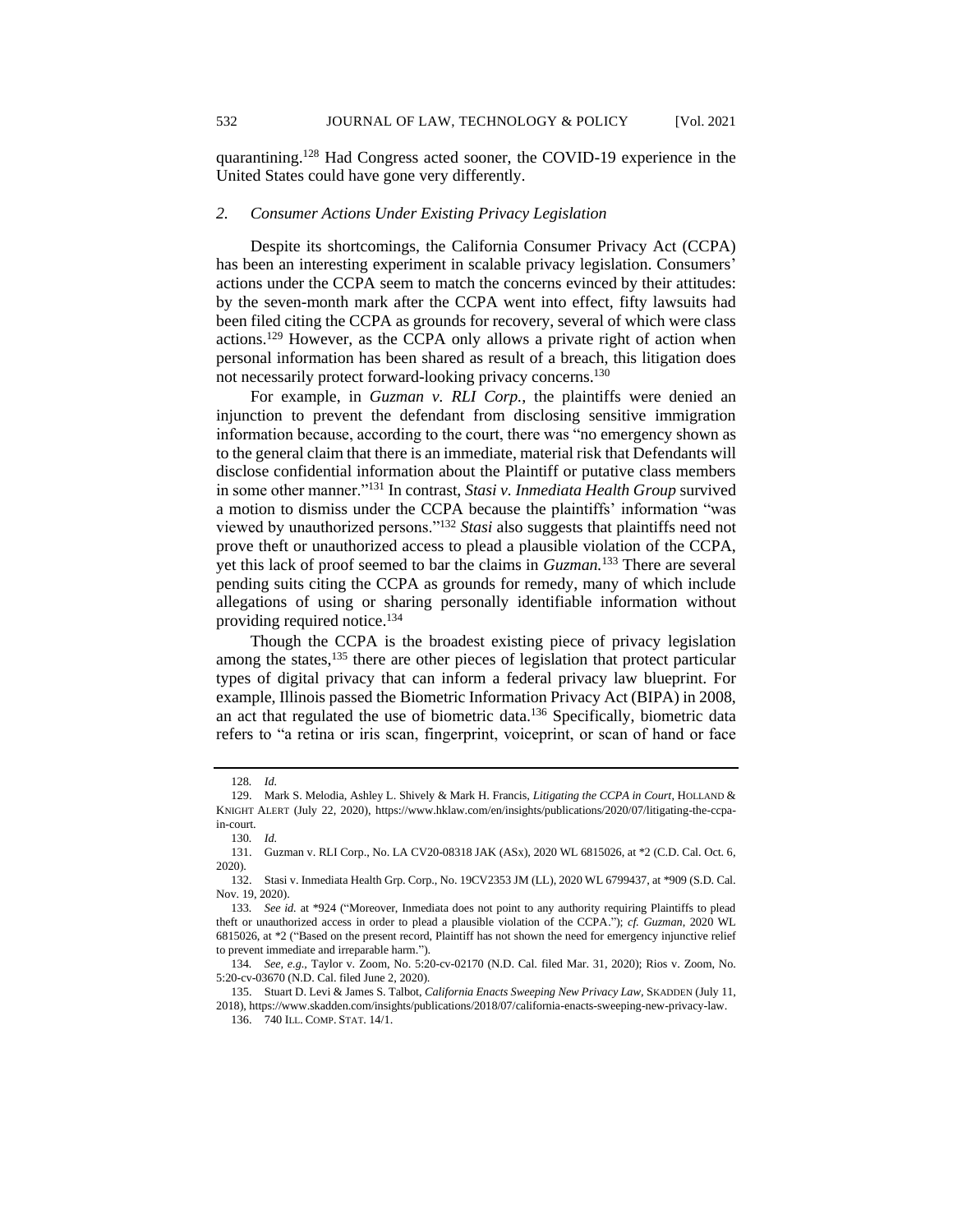quarantining.[128] Had Congress acted sooner, the COVID-19 experience in the United States could have gone very differently.

### 2. *Consumer Actions Under Existing Privacy Legislation*

Despite its shortcomings, the California Consumer Privacy Act (CCPA) has been an interesting experiment in scalable privacy legislation. Consumers' actions under the CCPA seem to match the concerns evinced by their attitudes: by the seven-month mark after the CCPA went into effect, fifty lawsuits had been filed citing the CCPA as grounds for recovery, several of which were class actions.[129] However, as the CCPA only allows a private right of action when personal information has been shared as result of a breach, this litigation does not necessarily protect forward-looking privacy concerns.[130]

For example, in *Guzman v. RLI Corp.*, the plaintiffs were denied an injunction to prevent the defendant from disclosing sensitive immigration information because, according to the court, there was "no emergency shown as to the general claim that there is an immediate, material risk that Defendants will disclose confidential information about the Plaintiff or putative class members in some other manner."[131] In contrast, *Stasi v. Inmediata Health Group* survived a motion to dismiss under the CCPA because the plaintiffs' information "was viewed by unauthorized persons."[132] *Stasi* also suggests that plaintiffs need not prove theft or unauthorized access to plead a plausible violation of the CCPA, yet this lack of proof seemed to bar the claims in *Guzman.*[133] There are several pending suits citing the CCPA as grounds for remedy, many of which include allegations of using or sharing personally identifiable information without providing required notice.[134]

Though the CCPA is the broadest existing piece of privacy legislation among the states,[135] there are other pieces of legislation that protect particular types of digital privacy that can inform a federal privacy law blueprint. For example, Illinois passed the Biometric Information Privacy Act (BIPA) in 2008, an act that regulated the use of biometric data.[136] Specifically, biometric data refers to "a retina or iris scan, fingerprint, voiceprint, or scan of hand or face

---

128. *Id.*

129. Mark S. Melodia, Ashley L. Shively & Mark H. Francis, *Litigating the CCPA in Court*, HOLLAND & KNIGHT ALERT (July 22, 2020), https://www.hklaw.com/en/insights/publications/2020/07/litigating-the-ccpa-in-court.

130. *Id.*

131. Guzman v. RLI Corp., No. LA CV20-08318 JAK (ASx), 2020 WL 6815026, at *2 (C.D. Cal. Oct. 6, 2020).

132. Stasi v. Inmediata Health Grp. Corp., No. 19CV2353 JM (LL), 2020 WL 6799437, at *909 (S.D. Cal. Nov. 19, 2020).

133. *See id.* at *924 ("Moreover, Inmediata does not point to any authority requiring Plaintiffs to plead theft or unauthorized access in order to plead a plausible violation of the CCPA."); *cf. Guzman*, 2020 WL 6815026, at *2 ("Based on the present record, Plaintiff has not shown the need for emergency injunctive relief to prevent immediate and irreparable harm.").

134. *See, e.g.*, Taylor v. Zoom, No. 5:20-cv-02170 (N.D. Cal. filed Mar. 31, 2020); Rios v. Zoom, No. 5:20-cv-03670 (N.D. Cal. filed June 2, 2020).

135. Stuart D. Levi & James S. Talbot, *California Enacts Sweeping New Privacy Law*, SKADDEN (July 11, 2018), https://www.skadden.com/insights/publications/2018/07/california-enacts-sweeping-new-privacy-law.

136. 740 ILL. COMP. STAT. 14/1.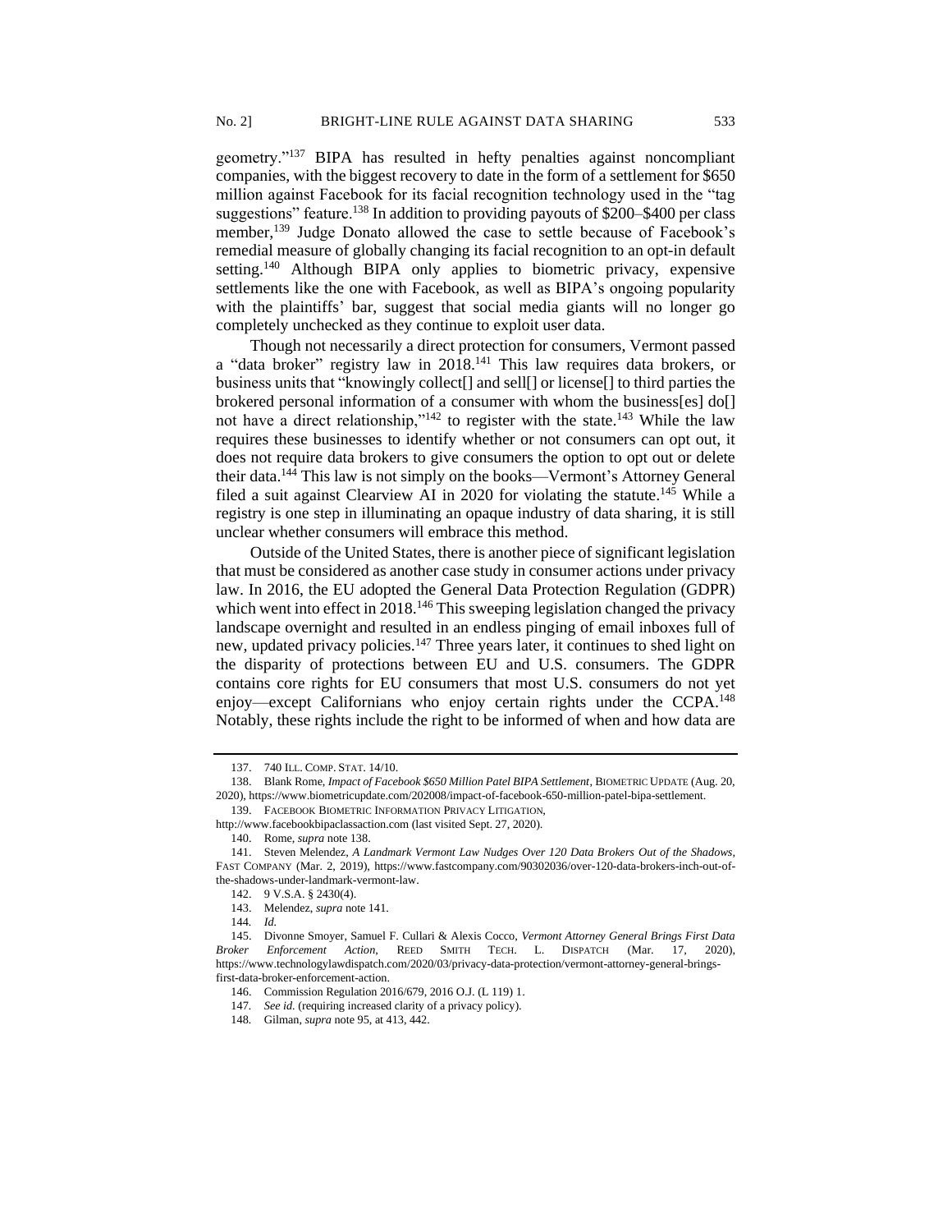geometry."[137] BIPA has resulted in hefty penalties against noncompliant companies, with the biggest recovery to date in the form of a settlement for $650 million against Facebook for its facial recognition technology used in the "tag suggestions" feature.[138] In addition to providing payouts of $200–$400 per class member,[139] Judge Donato allowed the case to settle because of Facebook's remedial measure of globally changing its facial recognition to an opt-in default setting.[140] Although BIPA only applies to biometric privacy, expensive settlements like the one with Facebook, as well as BIPA's ongoing popularity with the plaintiffs' bar, suggest that social media giants will no longer go completely unchecked as they continue to exploit user data.

Though not necessarily a direct protection for consumers, Vermont passed a "data broker" registry law in 2018.[141] This law requires data brokers, or business units that "knowingly collect[] and sell[] or license[] to third parties the brokered personal information of a consumer with whom the business[es] do[] not have a direct relationship,"[142] to register with the state.[143] While the law requires these businesses to identify whether or not consumers can opt out, it does not require data brokers to give consumers the option to opt out or delete their data.[144] This law is not simply on the books—Vermont's Attorney General filed a suit against Clearview AI in 2020 for violating the statute.[145] While a registry is one step in illuminating an opaque industry of data sharing, it is still unclear whether consumers will embrace this method.

Outside of the United States, there is another piece of significant legislation that must be considered as another case study in consumer actions under privacy law. In 2016, the EU adopted the General Data Protection Regulation (GDPR) which went into effect in 2018.[146] This sweeping legislation changed the privacy landscape overnight and resulted in an endless pinging of email inboxes full of new, updated privacy policies.[147] Three years later, it continues to shed light on the disparity of protections between EU and U.S. consumers. The GDPR contains core rights for EU consumers that most U.S. consumers do not yet enjoy—except Californians who enjoy certain rights under the CCPA.[148] Notably, these rights include the right to be informed of when and how data are

---

137. 740 ILL. COMP. STAT. 14/10.

138. Blank Rome, *Impact of Facebook $650 Million Patel BIPA Settlement*, BIOMETRIC UPDATE (Aug. 20, 2020), https://www.biometricupdate.com/202008/impact-of-facebook-650-million-patel-bipa-settlement.

139. FACEBOOK BIOMETRIC INFORMATION PRIVACY LITIGATION, http://www.facebookbipaclassaction.com (last visited Sept. 27, 2020).

140. Rome, *supra* note 138.

141. Steven Melendez, *A Landmark Vermont Law Nudges Over 120 Data Brokers Out of the Shadows*, FAST COMPANY (Mar. 2, 2019), https://www.fastcompany.com/90302036/over-120-data-brokers-inch-out-of-the-shadows-under-landmark-vermont-law.

142. 9 V.S.A. § 2430(4).

143. Melendez, *supra* note 141.

144. *Id.*

145. Divonne Smoyer, Samuel F. Cullari & Alexis Cocco, *Vermont Attorney General Brings First Data Broker Enforcement Action*, REED SMITH TECH. L. DISPATCH (Mar. 17, 2020), https://www.technologylawdispatch.com/2020/03/privacy-data-protection/vermont-attorney-general-brings-first-data-broker-enforcement-action.

146. Commission Regulation 2016/679, 2016 O.J. (L 119) 1.

147. *See id.* (requiring increased clarity of a privacy policy).

148. Gilman, *supra* note 95, at 413, 442.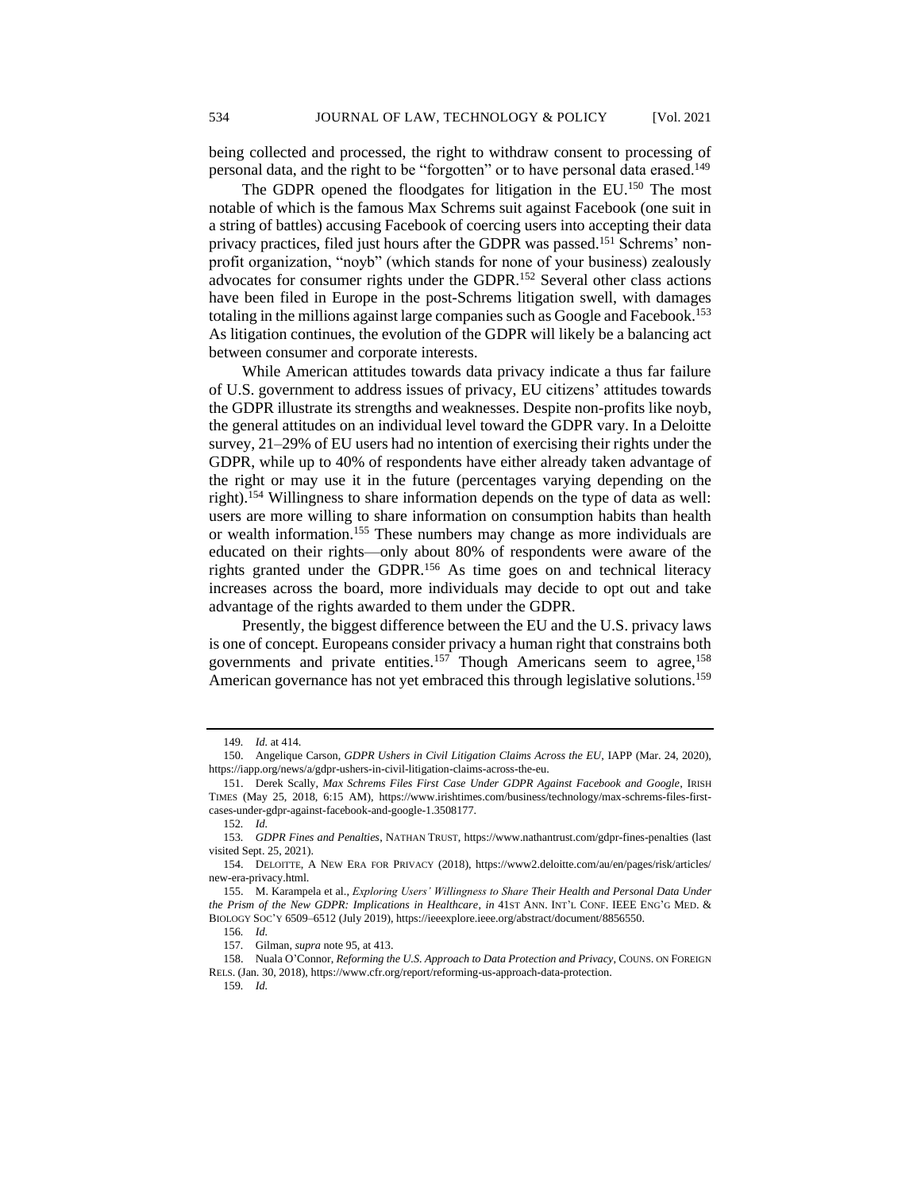being collected and processed, the right to withdraw consent to processing of personal data, and the right to be "forgotten" or to have personal data erased.[149]

The GDPR opened the floodgates for litigation in the EU.[150] The most notable of which is the famous Max Schrems suit against Facebook (one suit in a string of battles) accusing Facebook of coercing users into accepting their data privacy practices, filed just hours after the GDPR was passed.[151] Schrems' non-profit organization, "noyb" (which stands for none of your business) zealously advocates for consumer rights under the GDPR.[152] Several other class actions have been filed in Europe in the post-Schrems litigation swell, with damages totaling in the millions against large companies such as Google and Facebook.[153] As litigation continues, the evolution of the GDPR will likely be a balancing act between consumer and corporate interests.

While American attitudes towards data privacy indicate a thus far failure of U.S. government to address issues of privacy, EU citizens' attitudes towards the GDPR illustrate its strengths and weaknesses. Despite non-profits like noyb, the general attitudes on an individual level toward the GDPR vary. In a Deloitte survey, 21–29% of EU users had no intention of exercising their rights under the GDPR, while up to 40% of respondents have either already taken advantage of the right or may use it in the future (percentages varying depending on the right).[154] Willingness to share information depends on the type of data as well: users are more willing to share information on consumption habits than health or wealth information.[155] These numbers may change as more individuals are educated on their rights—only about 80% of respondents were aware of the rights granted under the GDPR.[156] As time goes on and technical literacy increases across the board, more individuals may decide to opt out and take advantage of the rights awarded to them under the GDPR.

Presently, the biggest difference between the EU and the U.S. privacy laws is one of concept. Europeans consider privacy a human right that constrains both governments and private entities.[157] Though Americans seem to agree,[158] American governance has not yet embraced this through legislative solutions.[159]

---

149. *Id.* at 414.

150. Angelique Carson, *GDPR Ushers in Civil Litigation Claims Across the EU*, IAPP (Mar. 24, 2020), https://iapp.org/news/a/gdpr-ushers-in-civil-litigation-claims-across-the-eu.

151. Derek Scally, *Max Schrems Files First Case Under GDPR Against Facebook and Google*, IRISH TIMES (May 25, 2018, 6:15 AM), https://www.irishtimes.com/business/technology/max-schrems-files-first-cases-under-gdpr-against-facebook-and-google-1.3508177.

152. *Id.*

153. *GDPR Fines and Penalties*, NATHAN TRUST, https://www.nathantrust.com/gdpr-fines-penalties (last visited Sept. 25, 2021).

154. DELOITTE, A NEW ERA FOR PRIVACY (2018), https://www2.deloitte.com/au/en/pages/risk/articles/new-era-privacy.html.

155. M. Karampela et al., *Exploring Users' Willingness to Share Their Health and Personal Data Under the Prism of the New GDPR: Implications in Healthcare*, *in* 41ST ANN. INT'L CONF. IEEE ENG'G MED. & BIOLOGY SOC'Y 6509–6512 (July 2019), https://ieeexplore.ieee.org/abstract/document/8856550.

156. *Id.*

157. Gilman, *supra* note 95, at 413.

158. Nuala O'Connor, *Reforming the U.S. Approach to Data Protection and Privacy*, COUNS. ON FOREIGN RELS. (Jan. 30, 2018), https://www.cfr.org/report/reforming-us-approach-data-protection.

159. *Id.*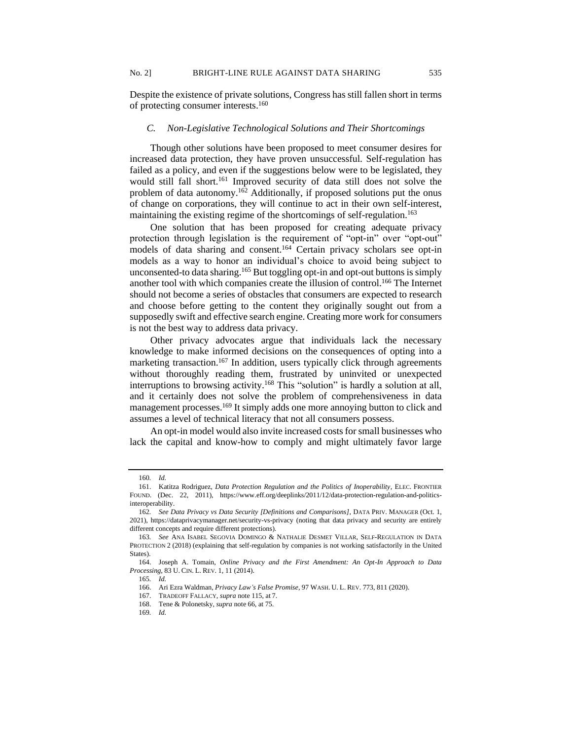Despite the existence of private solutions, Congress has still fallen short in terms of protecting consumer interests.[160]

### *C. Non-Legislative Technological Solutions and Their Shortcomings*

Though other solutions have been proposed to meet consumer desires for increased data protection, they have proven unsuccessful. Self-regulation has failed as a policy, and even if the suggestions below were to be legislated, they would still fall short.[161] Improved security of data still does not solve the problem of data autonomy.[162] Additionally, if proposed solutions put the onus of change on corporations, they will continue to act in their own self-interest, maintaining the existing regime of the shortcomings of self-regulation.[163]

One solution that has been proposed for creating adequate privacy protection through legislation is the requirement of "opt-in" over "opt-out" models of data sharing and consent.[164] Certain privacy scholars see opt-in models as a way to honor an individual's choice to avoid being subject to unconsented-to data sharing.[165] But toggling opt-in and opt-out buttons is simply another tool with which companies create the illusion of control.[166] The Internet should not become a series of obstacles that consumers are expected to research and choose before getting to the content they originally sought out from a supposedly swift and effective search engine. Creating more work for consumers is not the best way to address data privacy.

Other privacy advocates argue that individuals lack the necessary knowledge to make informed decisions on the consequences of opting into a marketing transaction.[167] In addition, users typically click through agreements without thoroughly reading them, frustrated by uninvited or unexpected interruptions to browsing activity.[168] This "solution" is hardly a solution at all, and it certainly does not solve the problem of comprehensiveness in data management processes.[169] It simply adds one more annoying button to click and assumes a level of technical literacy that not all consumers possess.

An opt-in model would also invite increased costs for small businesses who lack the capital and know-how to comply and might ultimately favor large

---

160. *Id.*

161. Katitza Rodriguez, *Data Protection Regulation and the Politics of Inoperability*, ELEC. FRONTIER FOUND. (Dec. 22, 2011), https://www.eff.org/deeplinks/2011/12/data-protection-regulation-and-politics-interoperability.

162. *See Data Privacy vs Data Security [Definitions and Comparisons]*, DATA PRIV. MANAGER (Oct. 1, 2021), https://dataprivacymanager.net/security-vs-privacy (noting that data privacy and security are entirely different concepts and require different protections).

163. *See* ANA ISABEL SEGOVIA DOMINGO & NATHALIE DESMET VILLAR, SELF-REGULATION IN DATA PROTECTION 2 (2018) (explaining that self-regulation by companies is not working satisfactorily in the United States).

164. Joseph A. Tomain, *Online Privacy and the First Amendment: An Opt-In Approach to Data Processing*, 83 U. CIN. L. REV. 1, 11 (2014).

165. *Id.*

166. Ari Ezra Waldman, *Privacy Law's False Promise*, 97 WASH. U. L. REV. 773, 811 (2020).

167. TRADEOFF FALLACY, *supra* note 115, at 7.

168. Tene & Polonetsky, *supra* note 66, at 75.

169. *Id.*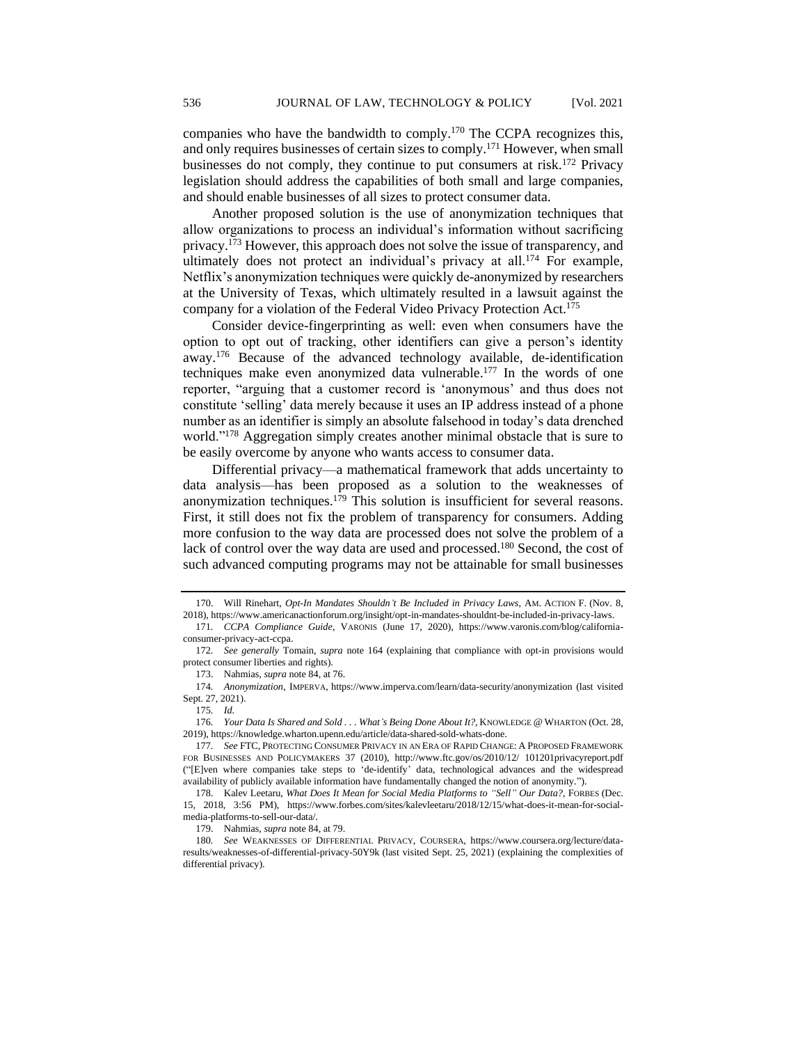companies who have the bandwidth to comply.[170] The CCPA recognizes this, and only requires businesses of certain sizes to comply.[171] However, when small businesses do not comply, they continue to put consumers at risk.[172] Privacy legislation should address the capabilities of both small and large companies, and should enable businesses of all sizes to protect consumer data.

Another proposed solution is the use of anonymization techniques that allow organizations to process an individual's information without sacrificing privacy.[173] However, this approach does not solve the issue of transparency, and ultimately does not protect an individual's privacy at all.[174] For example, Netflix's anonymization techniques were quickly de-anonymized by researchers at the University of Texas, which ultimately resulted in a lawsuit against the company for a violation of the Federal Video Privacy Protection Act.[175]

Consider device-fingerprinting as well: even when consumers have the option to opt out of tracking, other identifiers can give a person's identity away.[176] Because of the advanced technology available, de-identification techniques make even anonymized data vulnerable.[177] In the words of one reporter, "arguing that a customer record is 'anonymous' and thus does not constitute 'selling' data merely because it uses an IP address instead of a phone number as an identifier is simply an absolute falsehood in today's data drenched world."[178] Aggregation simply creates another minimal obstacle that is sure to be easily overcome by anyone who wants access to consumer data.

Differential privacy—a mathematical framework that adds uncertainty to data analysis—has been proposed as a solution to the weaknesses of anonymization techniques.[179] This solution is insufficient for several reasons. First, it still does not fix the problem of transparency for consumers. Adding more confusion to the way data are processed does not solve the problem of a lack of control over the way data are used and processed.[180] Second, the cost of such advanced computing programs may not be attainable for small businesses

---

170. Will Rinehart, *Opt-In Mandates Shouldn't Be Included in Privacy Laws*, AM. ACTION F. (Nov. 8, 2018), https://www.americanactionforum.org/insight/opt-in-mandates-shouldnt-be-included-in-privacy-laws.

171. *CCPA Compliance Guide*, VARONIS (June 17, 2020), https://www.varonis.com/blog/california-consumer-privacy-act-ccpa.

172. *See generally* Tomain, *supra* note 164 (explaining that compliance with opt-in provisions would protect consumer liberties and rights).

173. Nahmias, *supra* note 84, at 76.

174. *Anonymization*, IMPERVA, https://www.imperva.com/learn/data-security/anonymization (last visited Sept. 27, 2021).

175. *Id.*

176. *Your Data Is Shared and Sold . . . What's Being Done About It?*, KNOWLEDGE @ WHARTON (Oct. 28, 2019), https://knowledge.wharton.upenn.edu/article/data-shared-sold-whats-done.

177. *See* FTC, PROTECTING CONSUMER PRIVACY IN AN ERA OF RAPID CHANGE: A PROPOSED FRAMEWORK FOR BUSINESSES AND POLICYMAKERS 37 (2010), http://www.ftc.gov/os/2010/12/ 101201privacyreport.pdf ("[E]ven where companies take steps to 'de-identify' data, technological advances and the widespread availability of publicly available information have fundamentally changed the notion of anonymity.").

178. Kalev Leetaru, *What Does It Mean for Social Media Platforms to "Sell" Our Data?*, FORBES (Dec. 15, 2018, 3:56 PM), https://www.forbes.com/sites/kalevleetaru/2018/12/15/what-does-it-mean-for-social-media-platforms-to-sell-our-data/.

179. Nahmias, *supra* note 84, at 79.

180. *See* WEAKNESSES OF DIFFERENTIAL PRIVACY, COURSERA, https://www.coursera.org/lecture/data-results/weaknesses-of-differential-privacy-50Y9k (last visited Sept. 25, 2021) (explaining the complexities of differential privacy).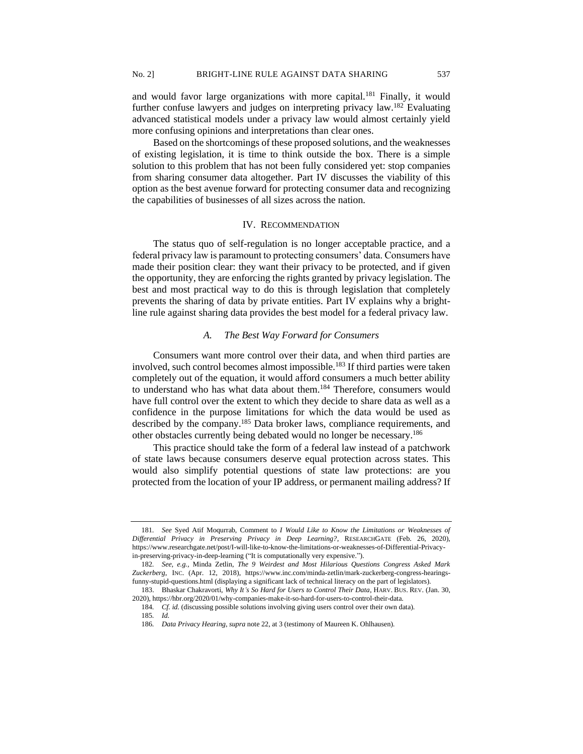and would favor large organizations with more capital.[181] Finally, it would further confuse lawyers and judges on interpreting privacy law.[182] Evaluating advanced statistical models under a privacy law would almost certainly yield more confusing opinions and interpretations than clear ones.

Based on the shortcomings of these proposed solutions, and the weaknesses of existing legislation, it is time to think outside the box. There is a simple solution to this problem that has not been fully considered yet: stop companies from sharing consumer data altogether. Part IV discusses the viability of this option as the best avenue forward for protecting consumer data and recognizing the capabilities of businesses of all sizes across the nation.

## IV. Recommendation

The status quo of self-regulation is no longer acceptable practice, and a federal privacy law is paramount to protecting consumers' data. Consumers have made their position clear: they want their privacy to be protected, and if given the opportunity, they are enforcing the rights granted by privacy legislation. The best and most practical way to do this is through legislation that completely prevents the sharing of data by private entities. Part IV explains why a bright-line rule against sharing data provides the best model for a federal privacy law.

### *A. The Best Way Forward for Consumers*

Consumers want more control over their data, and when third parties are involved, such control becomes almost impossible.[183] If third parties were taken completely out of the equation, it would afford consumers a much better ability to understand who has what data about them.[184] Therefore, consumers would have full control over the extent to which they decide to share data as well as a confidence in the purpose limitations for which the data would be used as described by the company.[185] Data broker laws, compliance requirements, and other obstacles currently being debated would no longer be necessary.[186]

This practice should take the form of a federal law instead of a patchwork of state laws because consumers deserve equal protection across states. This would also simplify potential questions of state law protections: are you protected from the location of your IP address, or permanent mailing address? If

---

181. *See* Syed Atif Moqurrab, Comment to *I Would Like to Know the Limitations or Weaknesses of Differential Privacy in Preserving Privacy in Deep Learning?*, RESEARCHGATE (Feb. 26, 2020), https://www.researchgate.net/post/I-will-like-to-know-the-limitations-or-weaknesses-of-Differential-Privacy-in-preserving-privacy-in-deep-learning ("It is computationally very expensive.").

182. *See, e.g.*, Minda Zetlin, *The 9 Weirdest and Most Hilarious Questions Congress Asked Mark Zuckerberg*, INC. (Apr. 12, 2018), https://www.inc.com/minda-zetlin/mark-zuckerberg-congress-hearings-funny-stupid-questions.html (displaying a significant lack of technical literacy on the part of legislators).

183. Bhaskar Chakravorti, *Why It's So Hard for Users to Control Their Data*, HARV. BUS. REV. (Jan. 30, 2020), https://hbr.org/2020/01/why-companies-make-it-so-hard-for-users-to-control-their-data.

184. *Cf. id.* (discussing possible solutions involving giving users control over their own data).

185. *Id.*

186. *Data Privacy Hearing*, *supra* note 22, at 3 (testimony of Maureen K. Ohlhausen).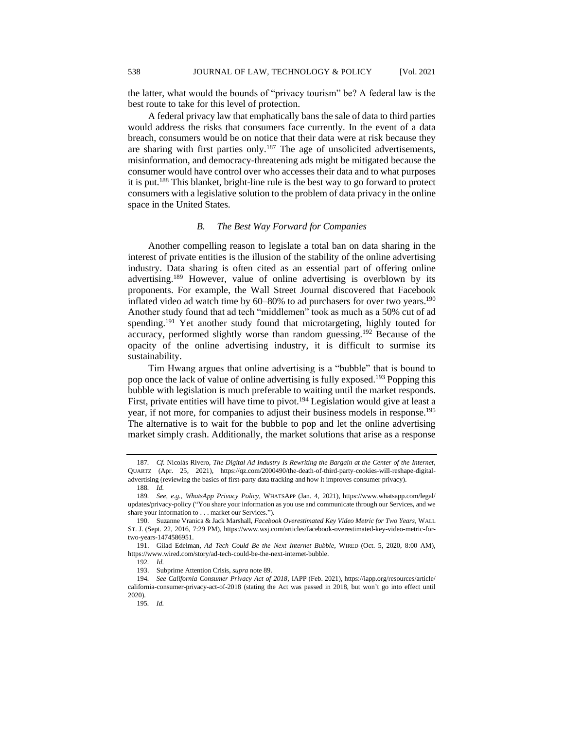the latter, what would the bounds of "privacy tourism" be? A federal law is the best route to take for this level of protection.

A federal privacy law that emphatically bans the sale of data to third parties would address the risks that consumers face currently. In the event of a data breach, consumers would be on notice that their data were at risk because they are sharing with first parties only.[187] The age of unsolicited advertisements, misinformation, and democracy-threatening ads might be mitigated because the consumer would have control over who accesses their data and to what purposes it is put.[188] This blanket, bright-line rule is the best way to go forward to protect consumers with a legislative solution to the problem of data privacy in the online space in the United States.

### *B. The Best Way Forward for Companies*

Another compelling reason to legislate a total ban on data sharing in the interest of private entities is the illusion of the stability of the online advertising industry. Data sharing is often cited as an essential part of offering online advertising.[189] However, value of online advertising is overblown by its proponents. For example, the Wall Street Journal discovered that Facebook inflated video ad watch time by 60–80% to ad purchasers for over two years.[190] Another study found that ad tech "middlemen" took as much as a 50% cut of ad spending.[191] Yet another study found that microtargeting, highly touted for accuracy, performed slightly worse than random guessing.[192] Because of the opacity of the online advertising industry, it is difficult to surmise its sustainability.

Tim Hwang argues that online advertising is a "bubble" that is bound to pop once the lack of value of online advertising is fully exposed.[193] Popping this bubble with legislation is much preferable to waiting until the market responds. First, private entities will have time to pivot.[194] Legislation would give at least a year, if not more, for companies to adjust their business models in response.[195] The alternative is to wait for the bubble to pop and let the online advertising market simply crash. Additionally, the market solutions that arise as a response

---

187. *Cf.* Nicolás Rivero, *The Digital Ad Industry Is Rewriting the Bargain at the Center of the Internet*, QUARTZ (Apr. 25, 2021), https://qz.com/2000490/the-death-of-third-party-cookies-will-reshape-digital-advertising (reviewing the basics of first-party data tracking and how it improves consumer privacy).

188. *Id.*

189. *See, e.g.*, *WhatsApp Privacy Policy*, WHATSAPP (Jan. 4, 2021), https://www.whatsapp.com/legal/updates/privacy-policy ("You share your information as you use and communicate through our Services, and we share your information to . . . market our Services.").

190. Suzanne Vranica & Jack Marshall, *Facebook Overestimated Key Video Metric for Two Years*, WALL ST. J. (Sept. 22, 2016, 7:29 PM), https://www.wsj.com/articles/facebook-overestimated-key-video-metric-for-two-years-1474586951.

191. Gilad Edelman, *Ad Tech Could Be the Next Internet Bubble*, WIRED (Oct. 5, 2020, 8:00 AM), https://www.wired.com/story/ad-tech-could-be-the-next-internet-bubble.

192. *Id.*

193. Subprime Attention Crisis, *supra* note 89.

194. *See California Consumer Privacy Act of 2018*, IAPP (Feb. 2021), https://iapp.org/resources/article/california-consumer-privacy-act-of-2018 (stating the Act was passed in 2018, but won't go into effect until 2020).

195. *Id.*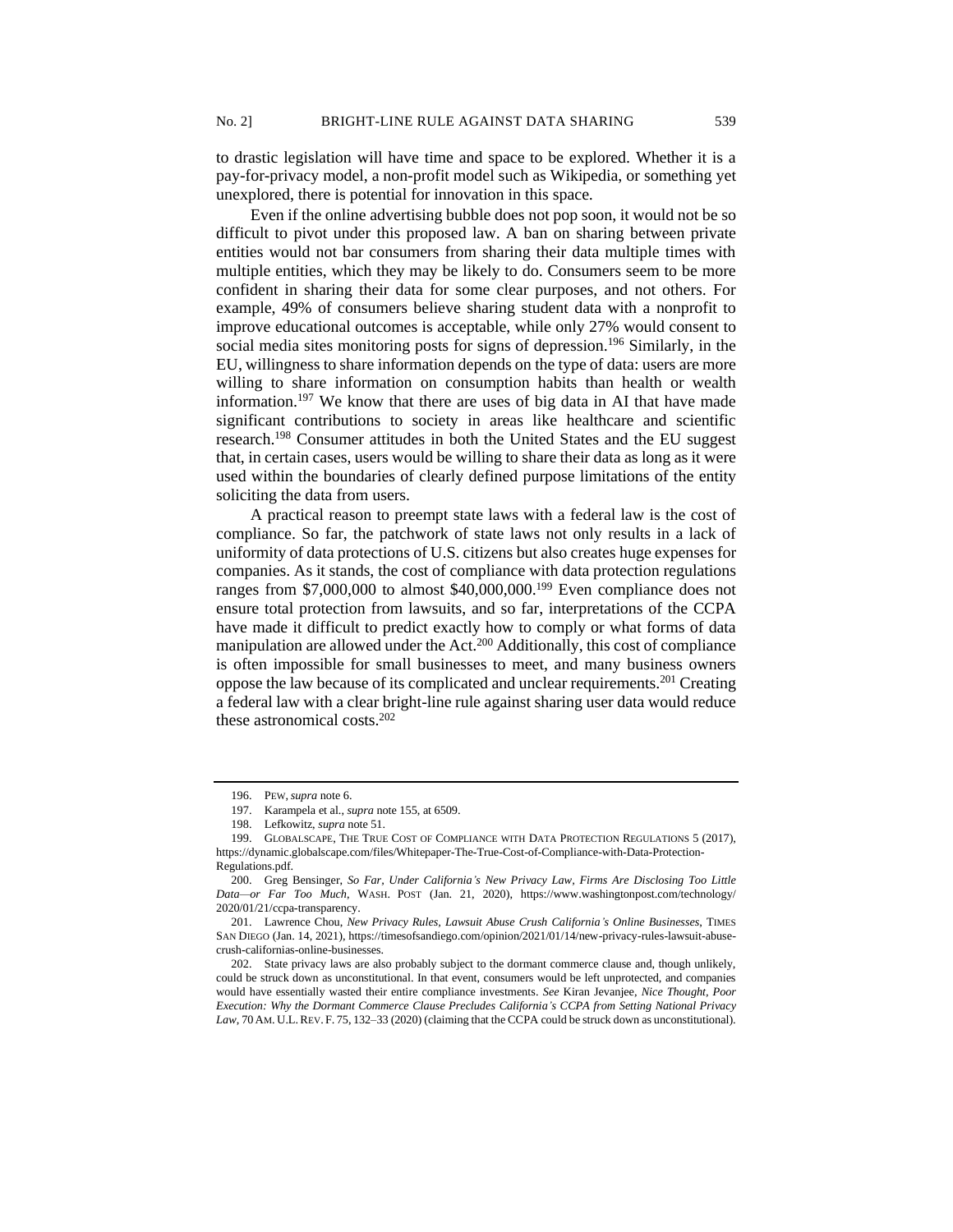to drastic legislation will have time and space to be explored. Whether it is a pay-for-privacy model, a non-profit model such as Wikipedia, or something yet unexplored, there is potential for innovation in this space.

Even if the online advertising bubble does not pop soon, it would not be so difficult to pivot under this proposed law. A ban on sharing between private entities would not bar consumers from sharing their data multiple times with multiple entities, which they may be likely to do. Consumers seem to be more confident in sharing their data for some clear purposes, and not others. For example, 49% of consumers believe sharing student data with a nonprofit to improve educational outcomes is acceptable, while only 27% would consent to social media sites monitoring posts for signs of depression.[196] Similarly, in the EU, willingness to share information depends on the type of data: users are more willing to share information on consumption habits than health or wealth information.[197] We know that there are uses of big data in AI that have made significant contributions to society in areas like healthcare and scientific research.[198] Consumer attitudes in both the United States and the EU suggest that, in certain cases, users would be willing to share their data as long as it were used within the boundaries of clearly defined purpose limitations of the entity soliciting the data from users.

A practical reason to preempt state laws with a federal law is the cost of compliance. So far, the patchwork of state laws not only results in a lack of uniformity of data protections of U.S. citizens but also creates huge expenses for companies. As it stands, the cost of compliance with data protection regulations ranges from $7,000,000 to almost $40,000,000.[199] Even compliance does not ensure total protection from lawsuits, and so far, interpretations of the CCPA have made it difficult to predict exactly how to comply or what forms of data manipulation are allowed under the Act.[200] Additionally, this cost of compliance is often impossible for small businesses to meet, and many business owners oppose the law because of its complicated and unclear requirements.[201] Creating a federal law with a clear bright-line rule against sharing user data would reduce these astronomical costs.[202]

---

196. PEW, *supra* note 6.

197. Karampela et al., *supra* note 155, at 6509.

198. Lefkowitz, *supra* note 51.

199. GLOBALSCAPE, THE TRUE COST OF COMPLIANCE WITH DATA PROTECTION REGULATIONS 5 (2017), https://dynamic.globalscape.com/files/Whitepaper-The-True-Cost-of-Compliance-with-Data-Protection-Regulations.pdf.

200. Greg Bensinger, *So Far, Under California's New Privacy Law, Firms Are Disclosing Too Little Data—or Far Too Much*, WASH. POST (Jan. 21, 2020), https://www.washingtonpost.com/technology/2020/01/21/ccpa-transparency.

201. Lawrence Chou, *New Privacy Rules, Lawsuit Abuse Crush California's Online Businesses*, TIMES SAN DIEGO (Jan. 14, 2021), https://timesofsandiego.com/opinion/2021/01/14/new-privacy-rules-lawsuit-abuse-crush-californias-online-businesses.

202. State privacy laws are also probably subject to the dormant commerce clause and, though unlikely, could be struck down as unconstitutional. In that event, consumers would be left unprotected, and companies would have essentially wasted their entire compliance investments. *See* Kiran Jevanjee, *Nice Thought, Poor Execution: Why the Dormant Commerce Clause Precludes California's CCPA from Setting National Privacy Law*, 70 AM. U.L. REV. F. 75, 132–33 (2020) (claiming that the CCPA could be struck down as unconstitutional).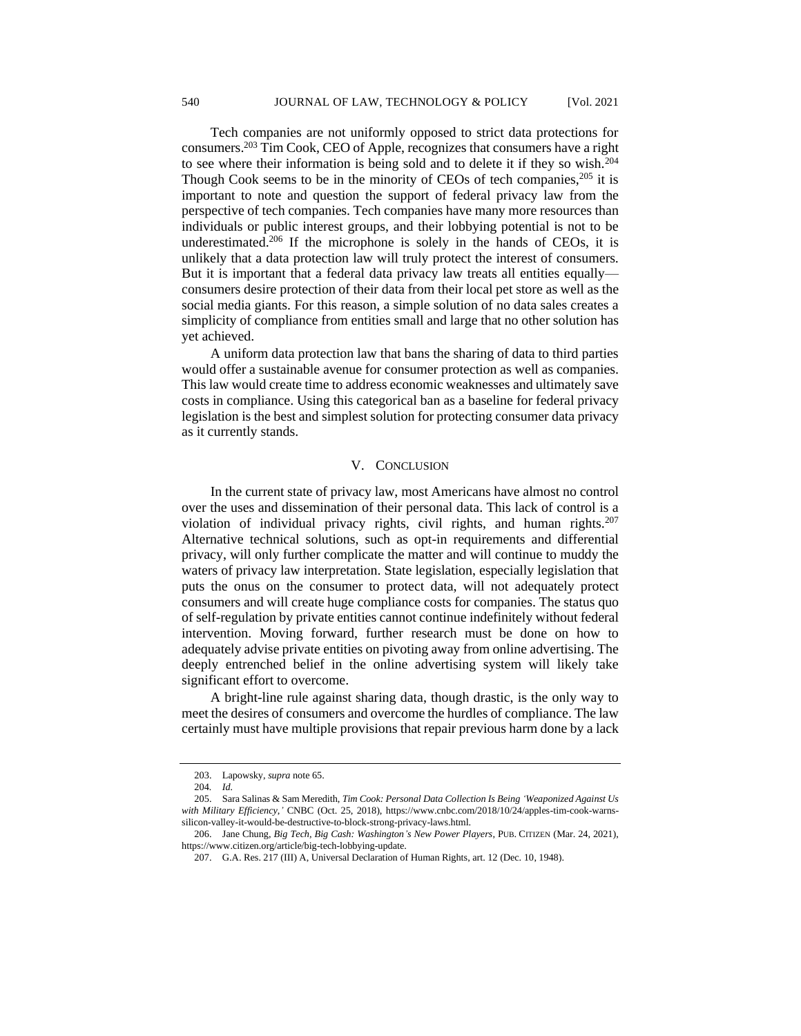Tech companies are not uniformly opposed to strict data protections for consumers.[203] Tim Cook, CEO of Apple, recognizes that consumers have a right to see where their information is being sold and to delete it if they so wish.[204] Though Cook seems to be in the minority of CEOs of tech companies,[205] it is important to note and question the support of federal privacy law from the perspective of tech companies. Tech companies have many more resources than individuals or public interest groups, and their lobbying potential is not to be underestimated.[206] If the microphone is solely in the hands of CEOs, it is unlikely that a data protection law will truly protect the interest of consumers. But it is important that a federal data privacy law treats all entities equally—consumers desire protection of their data from their local pet store as well as the social media giants. For this reason, a simple solution of no data sales creates a simplicity of compliance from entities small and large that no other solution has yet achieved.

A uniform data protection law that bans the sharing of data to third parties would offer a sustainable avenue for consumer protection as well as companies. This law would create time to address economic weaknesses and ultimately save costs in compliance. Using this categorical ban as a baseline for federal privacy legislation is the best and simplest solution for protecting consumer data privacy as it currently stands.

## V. Conclusion

In the current state of privacy law, most Americans have almost no control over the uses and dissemination of their personal data. This lack of control is a violation of individual privacy rights, civil rights, and human rights.[207] Alternative technical solutions, such as opt-in requirements and differential privacy, will only further complicate the matter and will continue to muddy the waters of privacy law interpretation. State legislation, especially legislation that puts the onus on the consumer to protect data, will not adequately protect consumers and will create huge compliance costs for companies. The status quo of self-regulation by private entities cannot continue indefinitely without federal intervention. Moving forward, further research must be done on how to adequately advise private entities on pivoting away from online advertising. The deeply entrenched belief in the online advertising system will likely take significant effort to overcome.

A bright-line rule against sharing data, though drastic, is the only way to meet the desires of consumers and overcome the hurdles of compliance. The law certainly must have multiple provisions that repair previous harm done by a lack

---

203. Lapowsky, *supra* note 65.

204. *Id.*

205. Sara Salinas & Sam Meredith, *Tim Cook: Personal Data Collection Is Being 'Weaponized Against Us with Military Efficiency,'* CNBC (Oct. 25, 2018), https://www.cnbc.com/2018/10/24/apples-tim-cook-warns-silicon-valley-it-would-be-destructive-to-block-strong-privacy-laws.html.

206. Jane Chung, *Big Tech, Big Cash: Washington's New Power Players*, PUB. CITIZEN (Mar. 24, 2021), https://www.citizen.org/article/big-tech-lobbying-update.

207. G.A. Res. 217 (III) A, Universal Declaration of Human Rights, art. 12 (Dec. 10, 1948).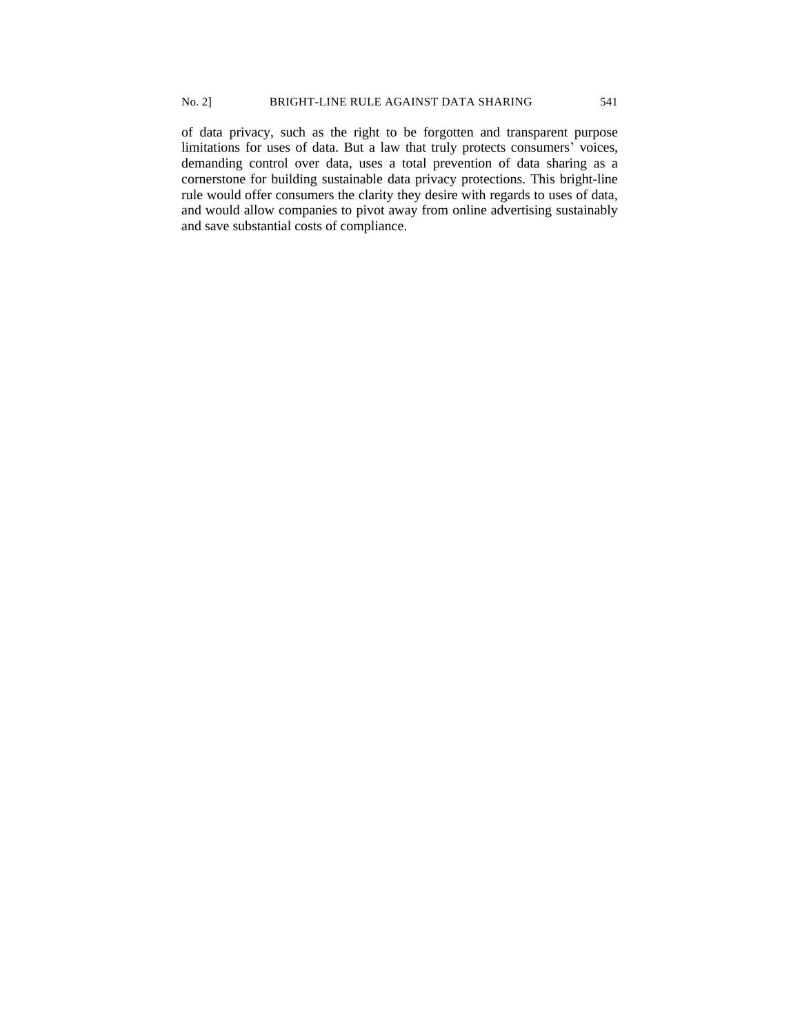of data privacy, such as the right to be forgotten and transparent purpose limitations for uses of data. But a law that truly protects consumers' voices, demanding control over data, uses a total prevention of data sharing as a cornerstone for building sustainable data privacy protections. This bright-line rule would offer consumers the clarity they desire with regards to uses of data, and would allow companies to pivot away from online advertising sustainably and save substantial costs of compliance.